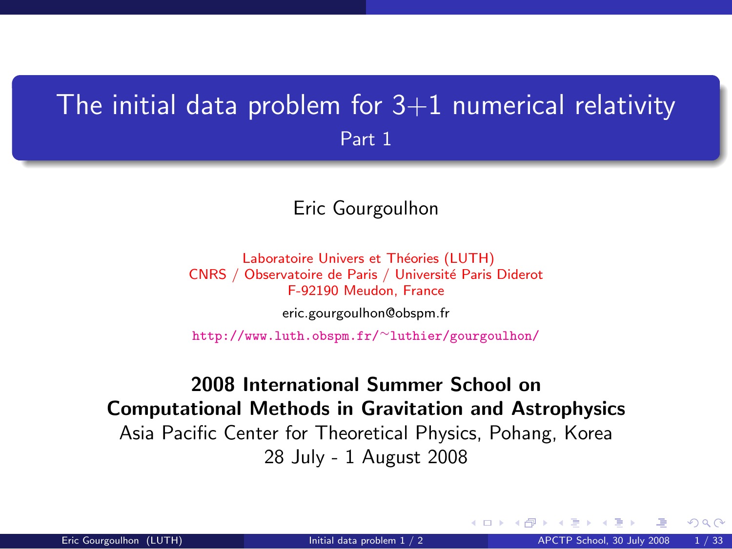# The initial data problem for 3+1 numerical relativity

## Part 1

Eric Gourgoulhon

Laboratoire Univers et Théories (LUTH)
CNRS / Observatoire de Paris / Université Paris Diderot
F-92190 Meudon, France

eric.gourgoulhon@obspm.fr

http://www.luth.obspm.fr/~luthier/gourgoulhon/

**2008 International Summer School on**
**Computational Methods in Gravitation and Astrophysics**

Asia Pacific Center for Theoretical Physics, Pohang, Korea
28 July - 1 August 2008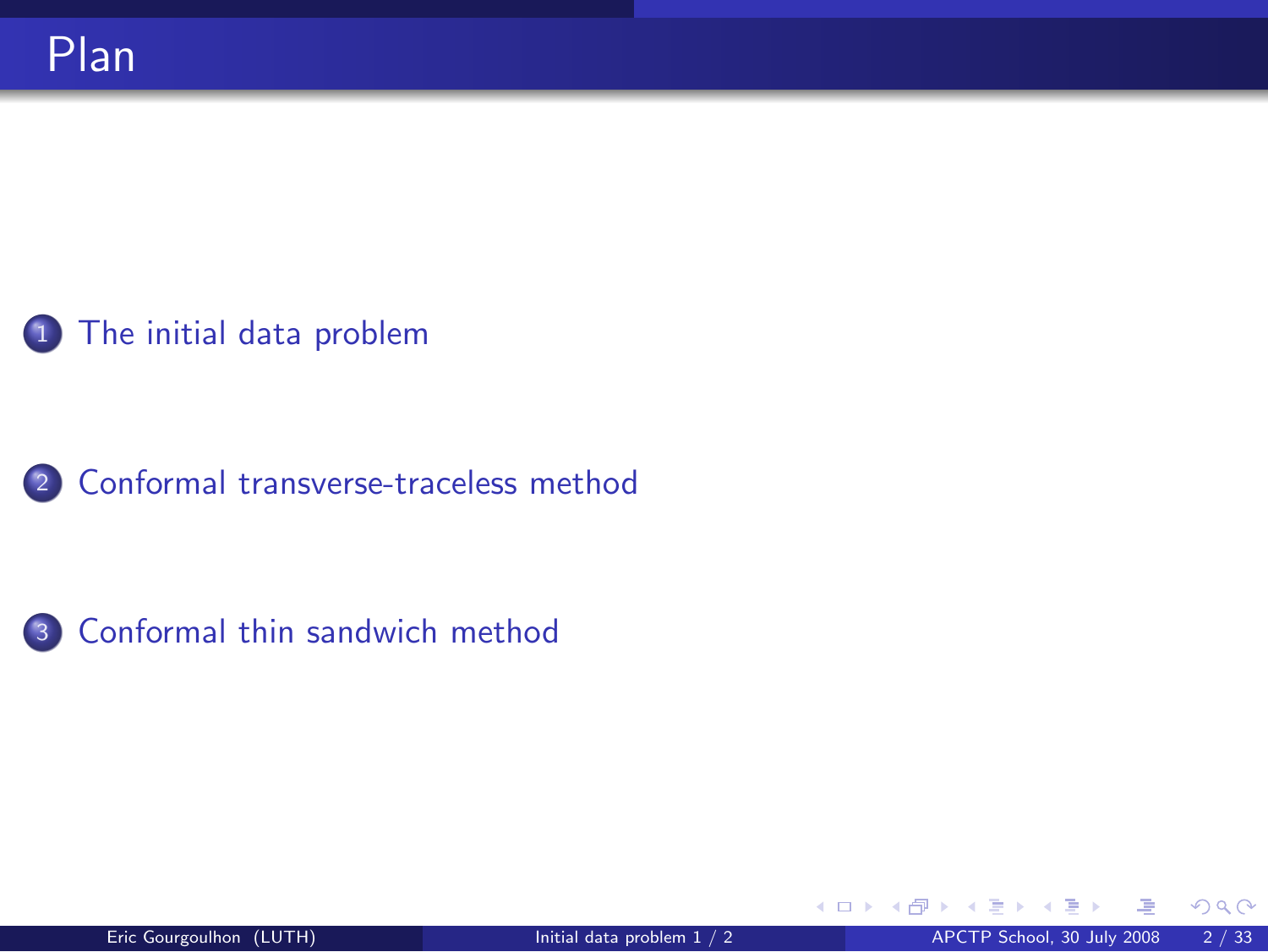# Plan

1. The initial data problem
2. Conformal transverse-traceless method
3. Conformal thin sandwich method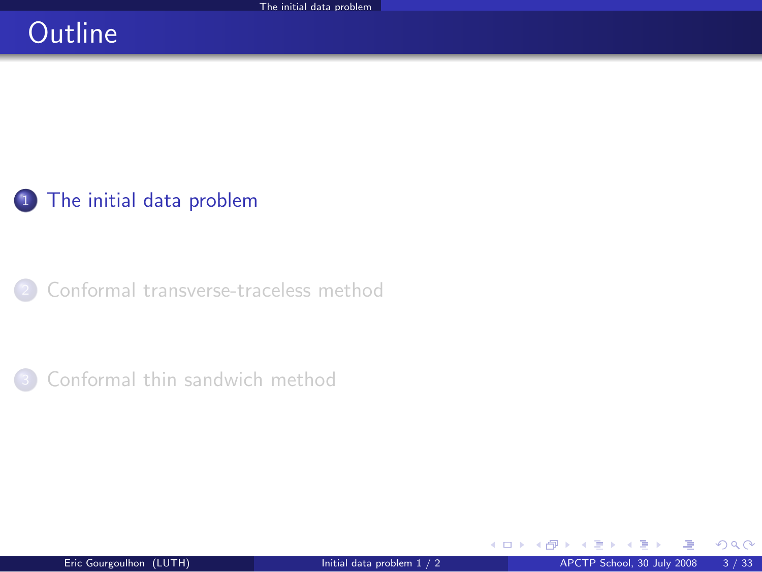# Outline

1. The initial data problem

2. Conformal transverse-traceless method

3. Conformal thin sandwich method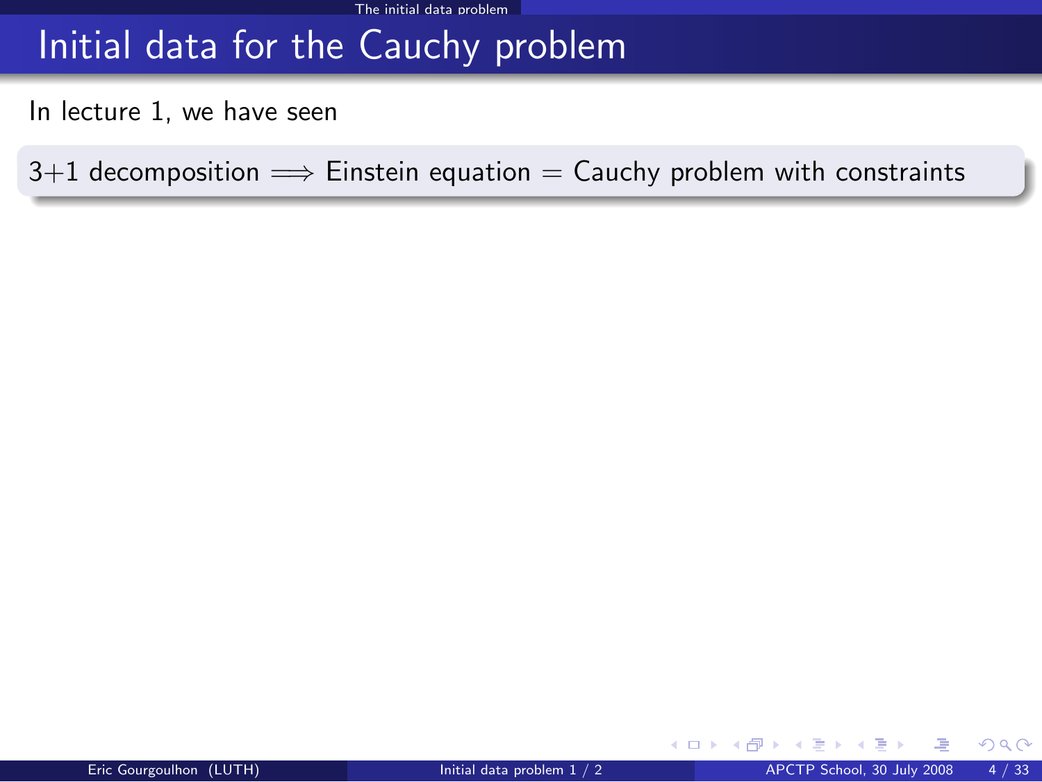# Initial data for the Cauchy problem

In lecture 1, we have seen

3+1 decomposition $\Longrightarrow$ Einstein equation $=$ Cauchy problem with constraints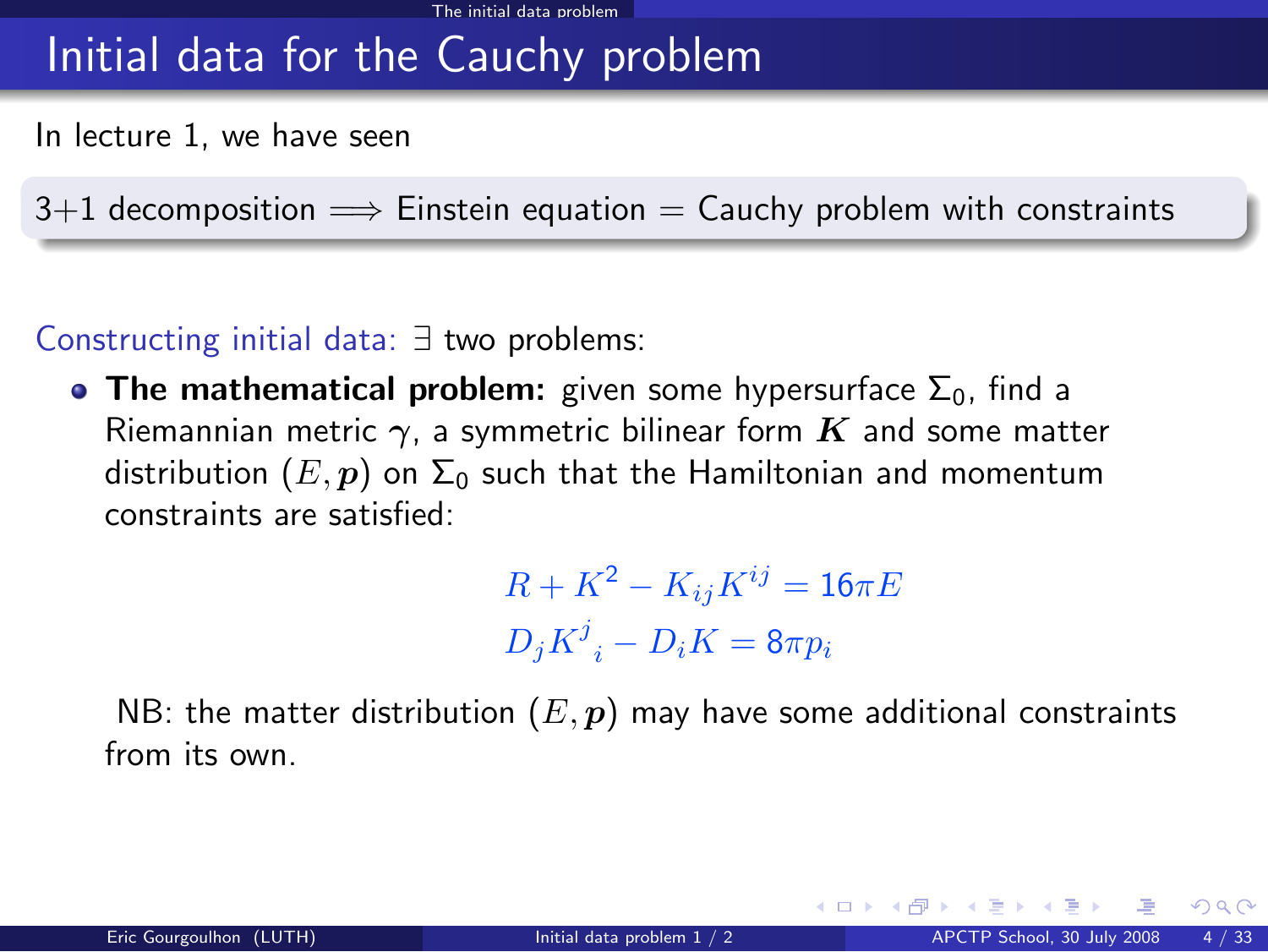# Initial data for the Cauchy problem

In lecture 1, we have seen

3+1 decomposition $\Longrightarrow$ Einstein equation = Cauchy problem with constraints

Constructing initial data: $\exists$ two problems:

- **The mathematical problem:** given some hypersurface $\Sigma_0$, find a Riemannian metric $\boldsymbol{\gamma}$, a symmetric bilinear form $\boldsymbol{K}$ and some matter distribution $(E, \boldsymbol{p})$ on $\Sigma_0$ such that the Hamiltonian and momentum constraints are satisfied:

$$R + K^2 - K_{ij}K^{ij} = 16\pi E$$

$$D_j K^j{}_i - D_i K = 8\pi p_i$$

  NB: the matter distribution $(E, \boldsymbol{p})$ may have some additional constraints from its own.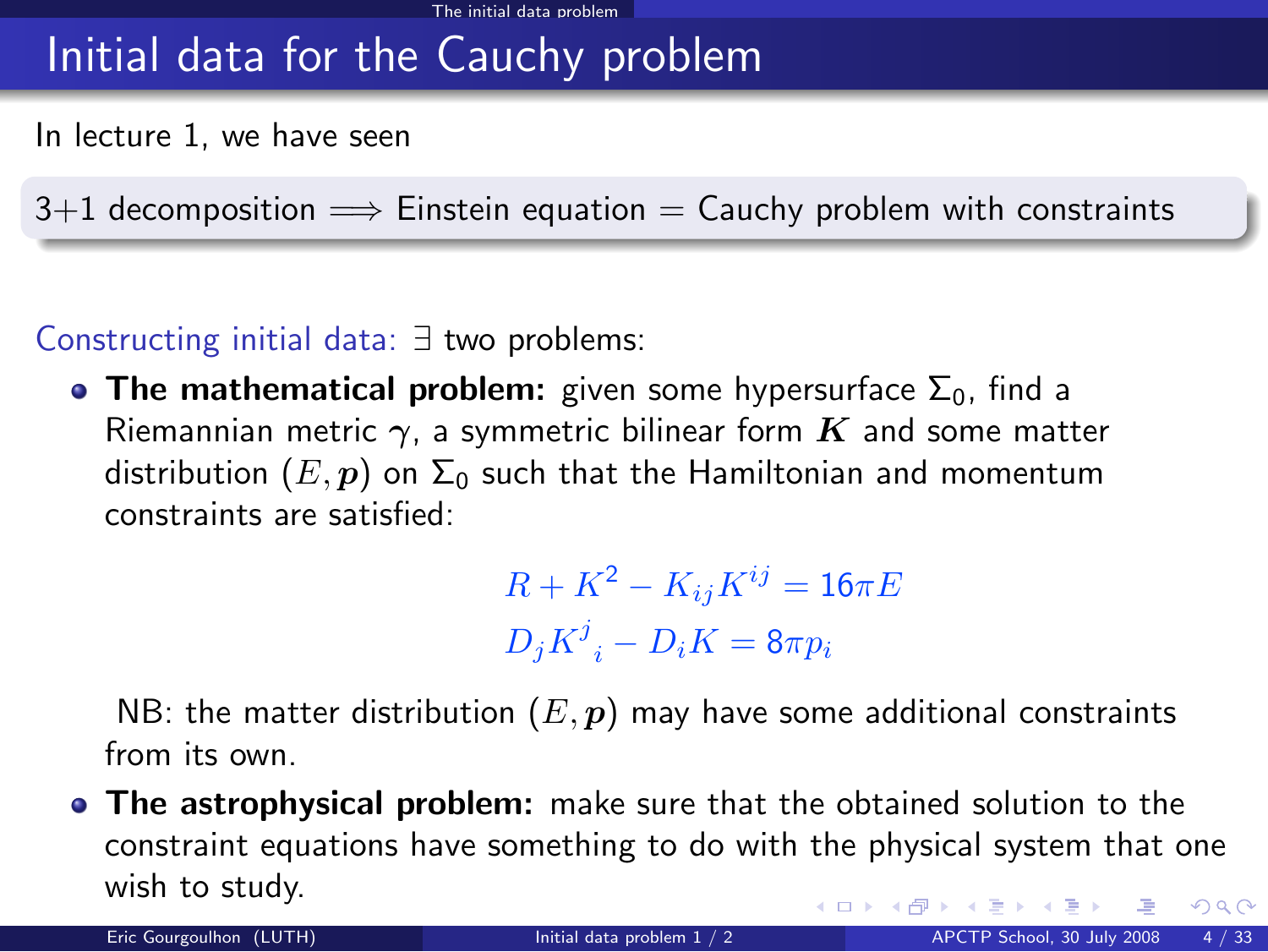# Initial data for the Cauchy problem

In lecture 1, we have seen

3+1 decomposition $\Longrightarrow$ Einstein equation $=$ Cauchy problem with constraints

Constructing initial data: $\exists$ two problems:

- **The mathematical problem:** given some hypersurface $\Sigma_0$, find a Riemannian metric $\gamma$, a symmetric bilinear form $\boldsymbol{K}$ and some matter distribution $(E, \boldsymbol{p})$ on $\Sigma_0$ such that the Hamiltonian and momentum constraints are satisfied:

$$R + K^2 - K_{ij}K^{ij} = 16\pi E$$

$$D_j K^j{}_i - D_i K = 8\pi p_i$$

  NB: the matter distribution $(E, \boldsymbol{p})$ may have some additional constraints from its own.

- **The astrophysical problem:** make sure that the obtained solution to the constraint equations have something to do with the physical system that one wish to study.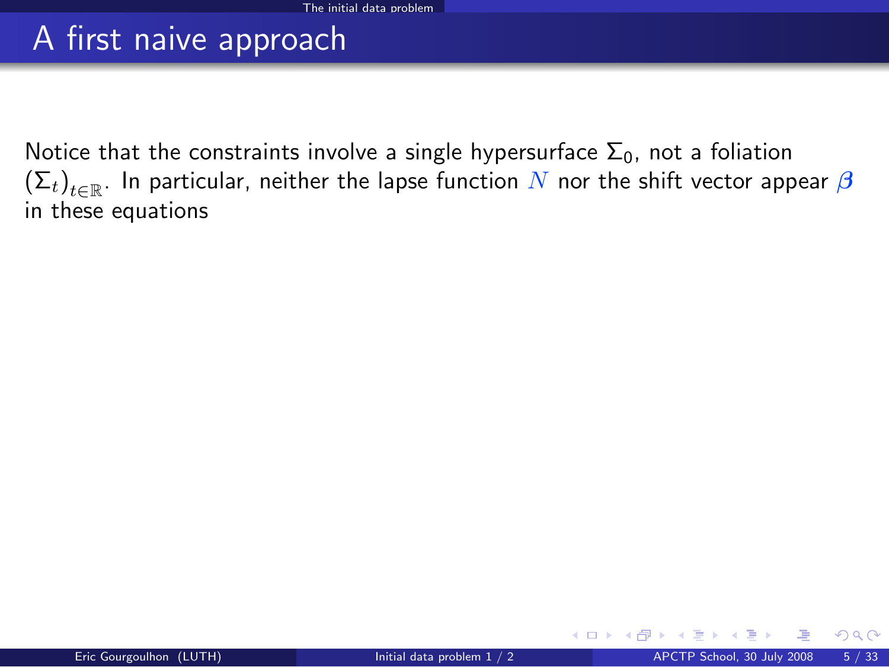# A first naive approach

Notice that the constraints involve a single hypersurface $\Sigma_0$, not a foliation $(\Sigma_t)_{t\in\mathbb{R}}$. In particular, neither the lapse function $N$ nor the shift vector appear $\boldsymbol{\beta}$ in these equations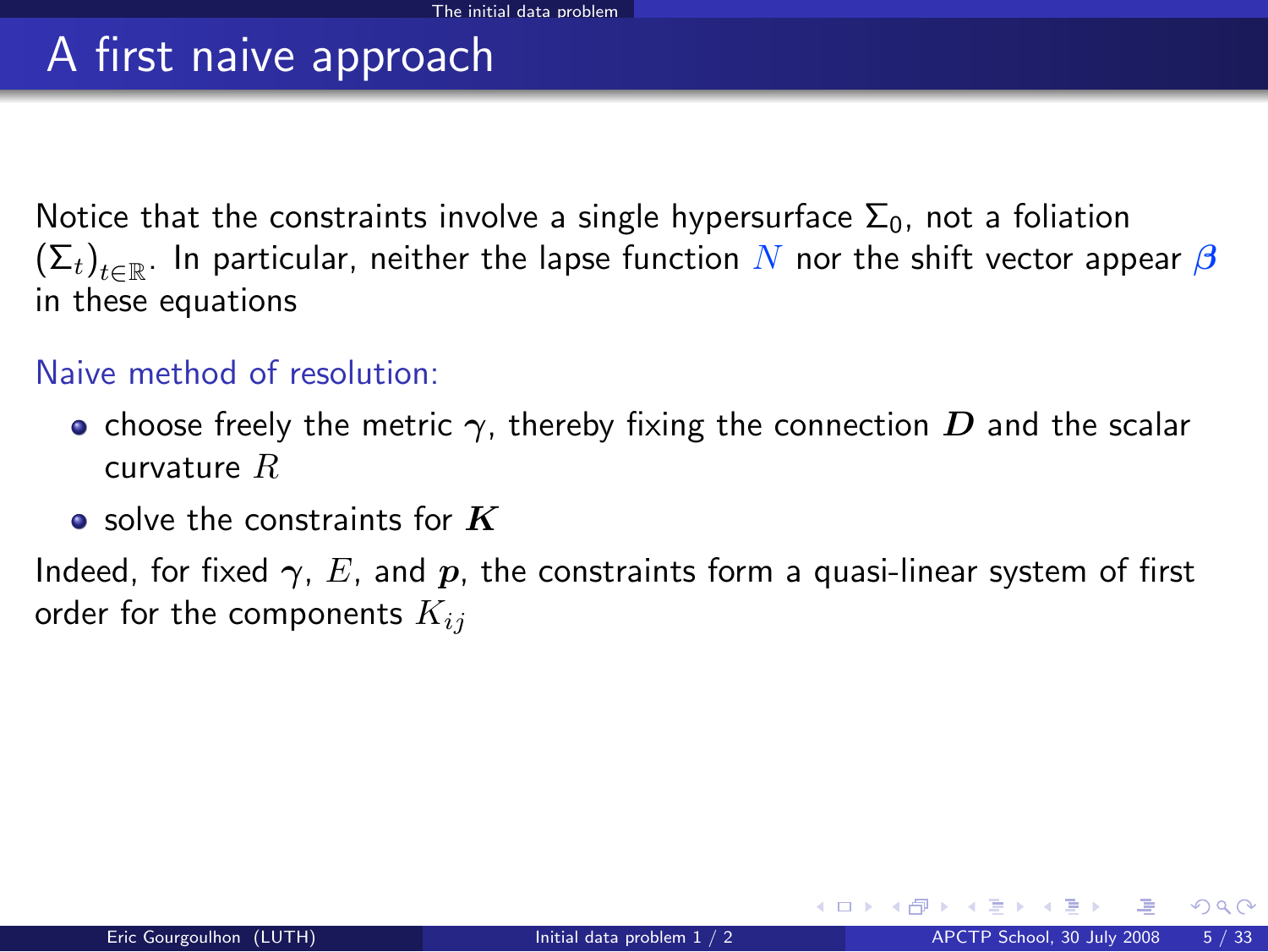# A first naive approach

Notice that the constraints involve a single hypersurface $\Sigma_0$, not a foliation $(\Sigma_t)_{t\in\mathbb{R}}$. In particular, neither the lapse function $N$ nor the shift vector appear $\boldsymbol{\beta}$ in these equations

Naive method of resolution:

- choose freely the metric $\boldsymbol{\gamma}$, thereby fixing the connection $\boldsymbol{D}$ and the scalar curvature $R$
- solve the constraints for $\boldsymbol{K}$

Indeed, for fixed $\boldsymbol{\gamma}$, $E$, and $\boldsymbol{p}$, the constraints form a quasi-linear system of first order for the components $K_{ij}$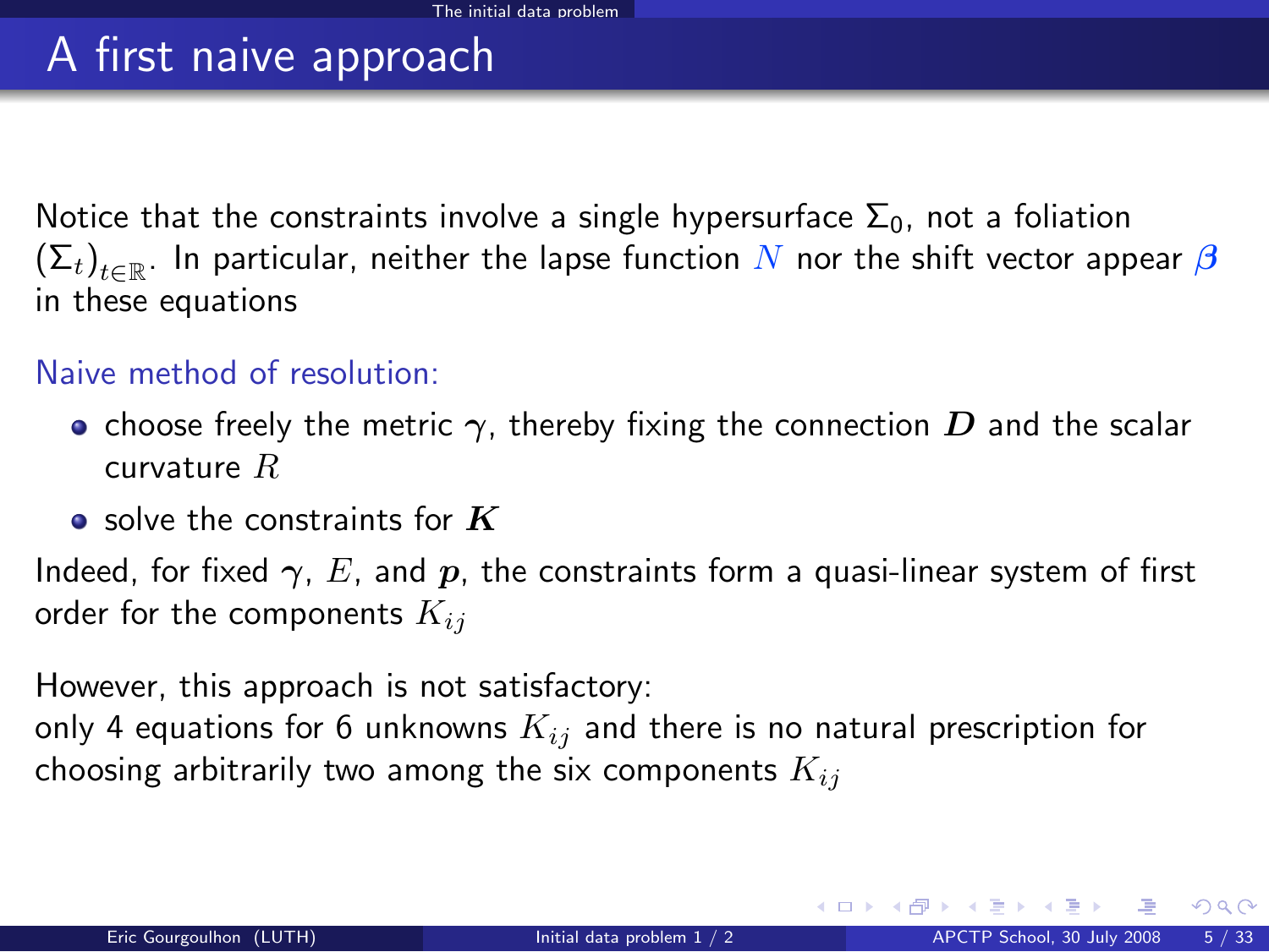# A first naive approach

Notice that the constraints involve a single hypersurface $\Sigma_0$, not a foliation $(\Sigma_t)_{t\in\mathbb{R}}$. In particular, neither the lapse function $N$ nor the shift vector appear $\boldsymbol{\beta}$ in these equations

Naive method of resolution:

- choose freely the metric $\boldsymbol{\gamma}$, thereby fixing the connection $\boldsymbol{D}$ and the scalar curvature $R$
- solve the constraints for $\boldsymbol{K}$

Indeed, for fixed $\boldsymbol{\gamma}$, $E$, and $\boldsymbol{p}$, the constraints form a quasi-linear system of first order for the components $K_{ij}$

However, this approach is not satisfactory:
only 4 equations for 6 unknowns $K_{ij}$ and there is no natural prescription for choosing arbitrarily two among the six components $K_{ij}$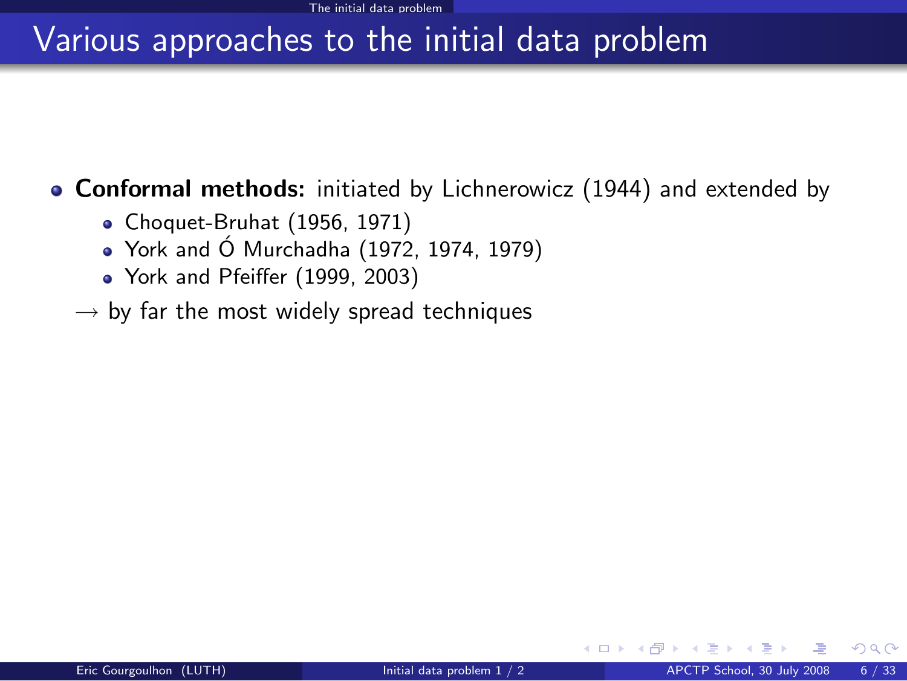# Various approaches to the initial data problem

- **Conformal methods:** initiated by Lichnerowicz (1944) and extended by
  - Choquet-Bruhat (1956, 1971)
  - York and Ó Murchadha (1972, 1974, 1979)
  - York and Pfeiffer (1999, 2003)

  $\longrightarrow$ by far the most widely spread techniques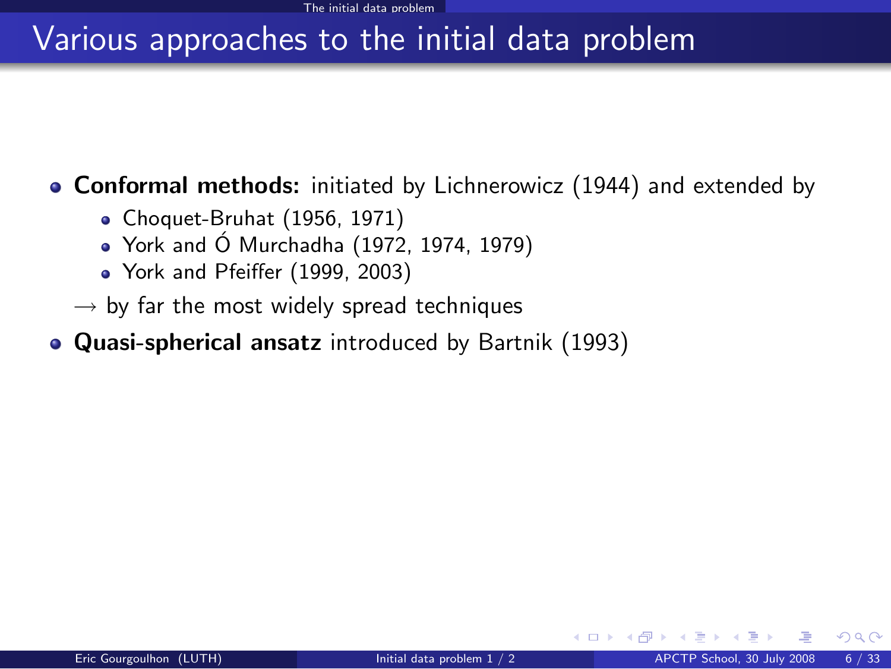# Various approaches to the initial data problem

- **Conformal methods:** initiated by Lichnerowicz (1944) and extended by
  - Choquet-Bruhat (1956, 1971)
  - York and Ó Murchadha (1972, 1974, 1979)
  - York and Pfeiffer (1999, 2003)

  $\longrightarrow$ by far the most widely spread techniques
- **Quasi-spherical ansatz** introduced by Bartnik (1993)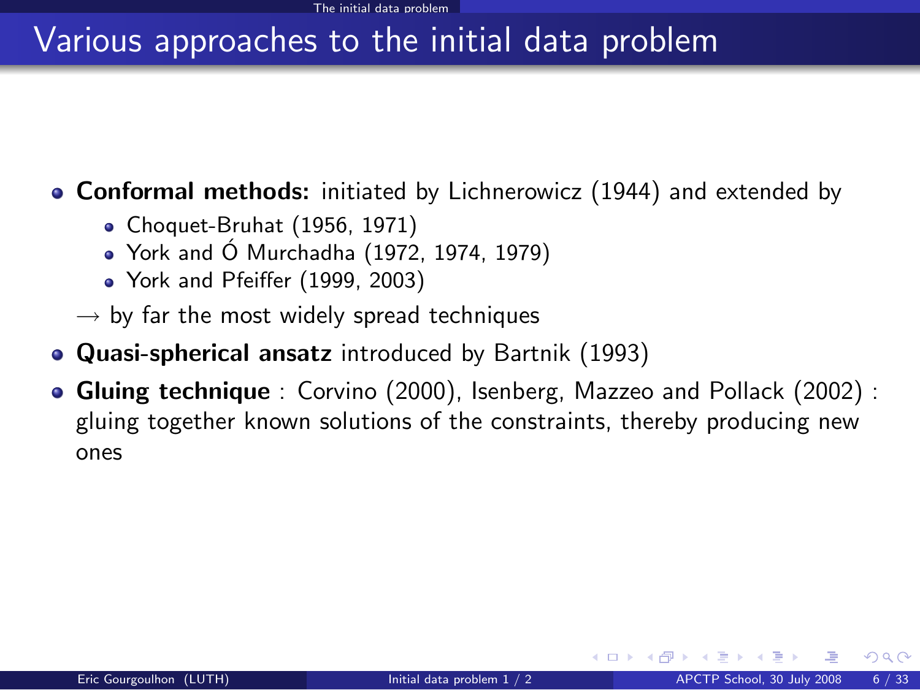# Various approaches to the initial data problem

- **Conformal methods:** initiated by Lichnerowicz (1944) and extended by
  - Choquet-Bruhat (1956, 1971)
  - York and Ó Murchadha (1972, 1974, 1979)
  - York and Pfeiffer (1999, 2003)

  $\rightarrow$ by far the most widely spread techniques
- **Quasi-spherical ansatz** introduced by Bartnik (1993)
- **Gluing technique** : Corvino (2000), Isenberg, Mazzeo and Pollack (2002) : gluing together known solutions of the constraints, thereby producing new ones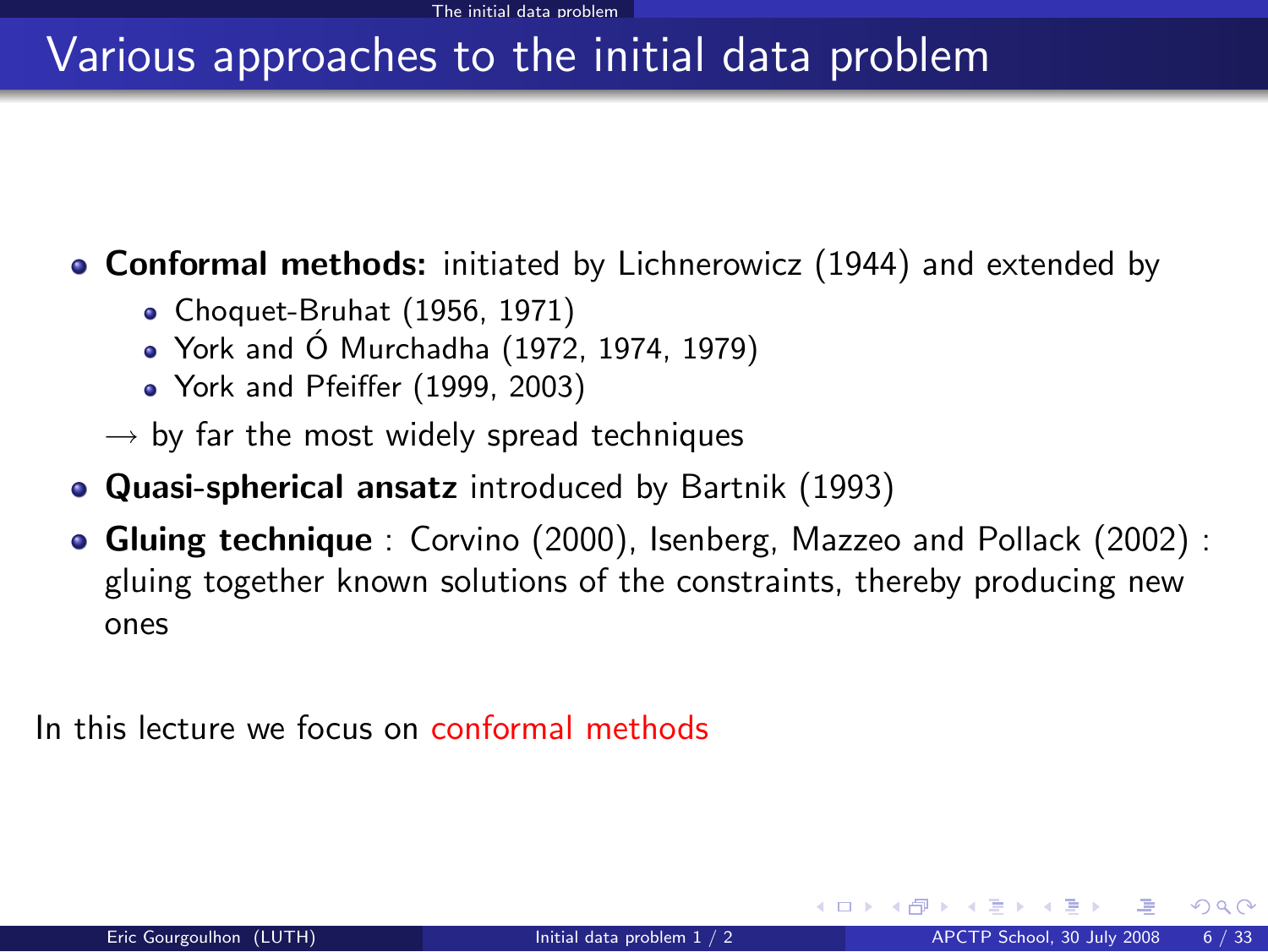# Various approaches to the initial data problem

- **Conformal methods:** initiated by Lichnerowicz (1944) and extended by
  - Choquet-Bruhat (1956, 1971)
  - York and Ó Murchadha (1972, 1974, 1979)
  - York and Pfeiffer (1999, 2003)

  $\rightarrow$ by far the most widely spread techniques
- **Quasi-spherical ansatz** introduced by Bartnik (1993)
- **Gluing technique** : Corvino (2000), Isenberg, Mazzeo and Pollack (2002) : gluing together known solutions of the constraints, thereby producing new ones

In this lecture we focus on conformal methods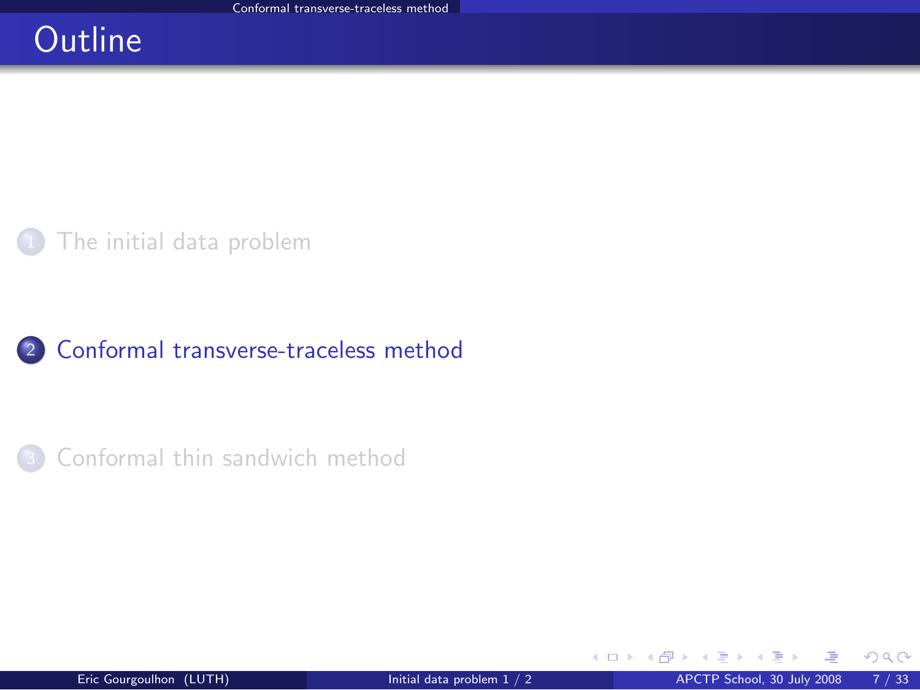# Outline

1. The initial data problem
2. Conformal transverse-traceless method
3. Conformal thin sandwich method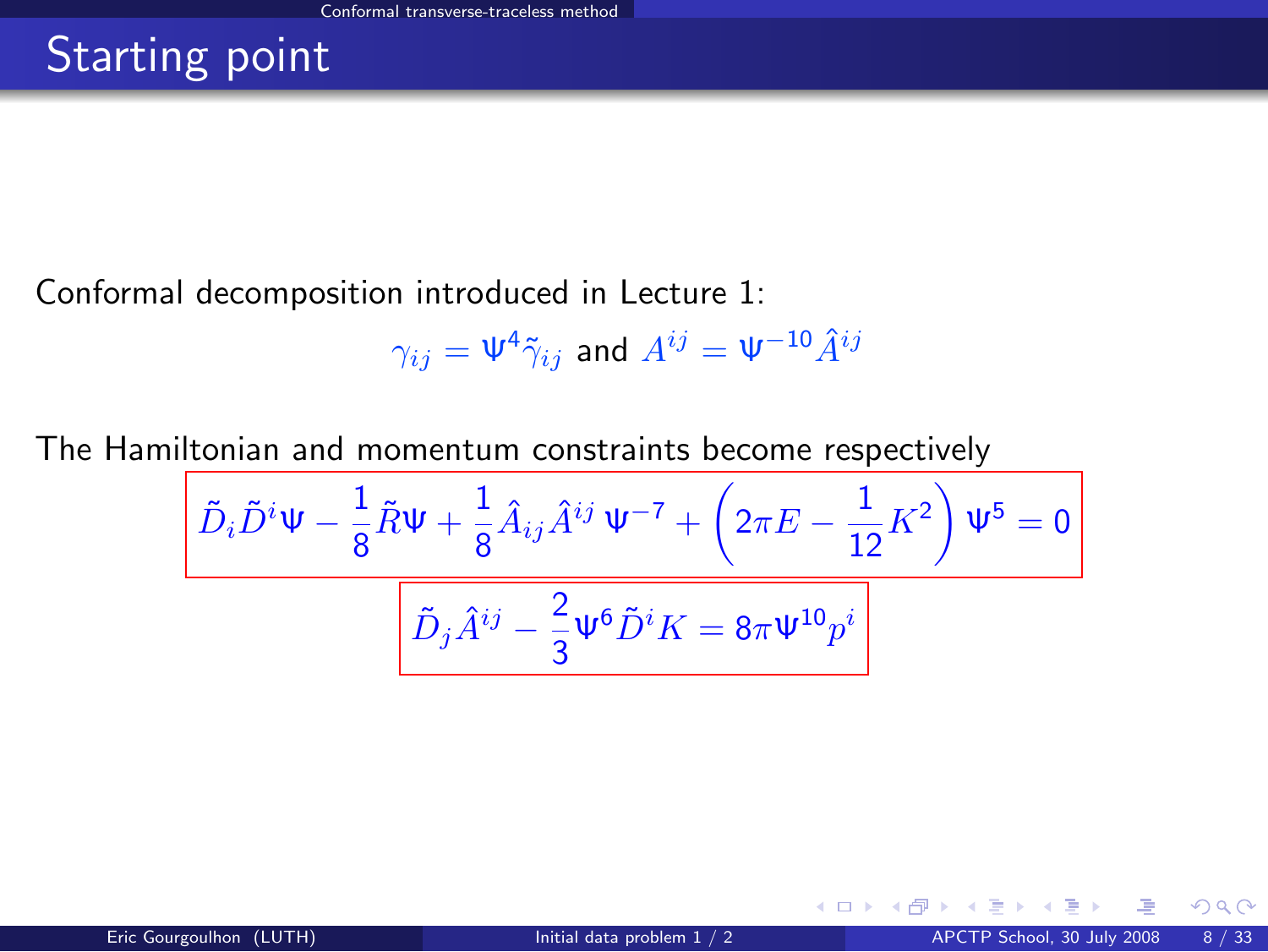# Starting point

Conformal decomposition introduced in Lecture 1:

$$\gamma_{ij} = \Psi^4 \tilde{\gamma}_{ij} \text{ and } A^{ij} = \Psi^{-10} \hat{A}^{ij}$$

The Hamiltonian and momentum constraints become respectively

$$\tilde{D}_i \tilde{D}^i \Psi - \frac{1}{8} \tilde{R} \Psi + \frac{1}{8} \hat{A}_{ij} \hat{A}^{ij} \Psi^{-7} + \left( 2\pi E - \frac{1}{12} K^2 \right) \Psi^5 = 0$$

$$\tilde{D}_j \hat{A}^{ij} - \frac{2}{3} \Psi^6 \tilde{D}^i K = 8\pi \Psi^{10} p^i$$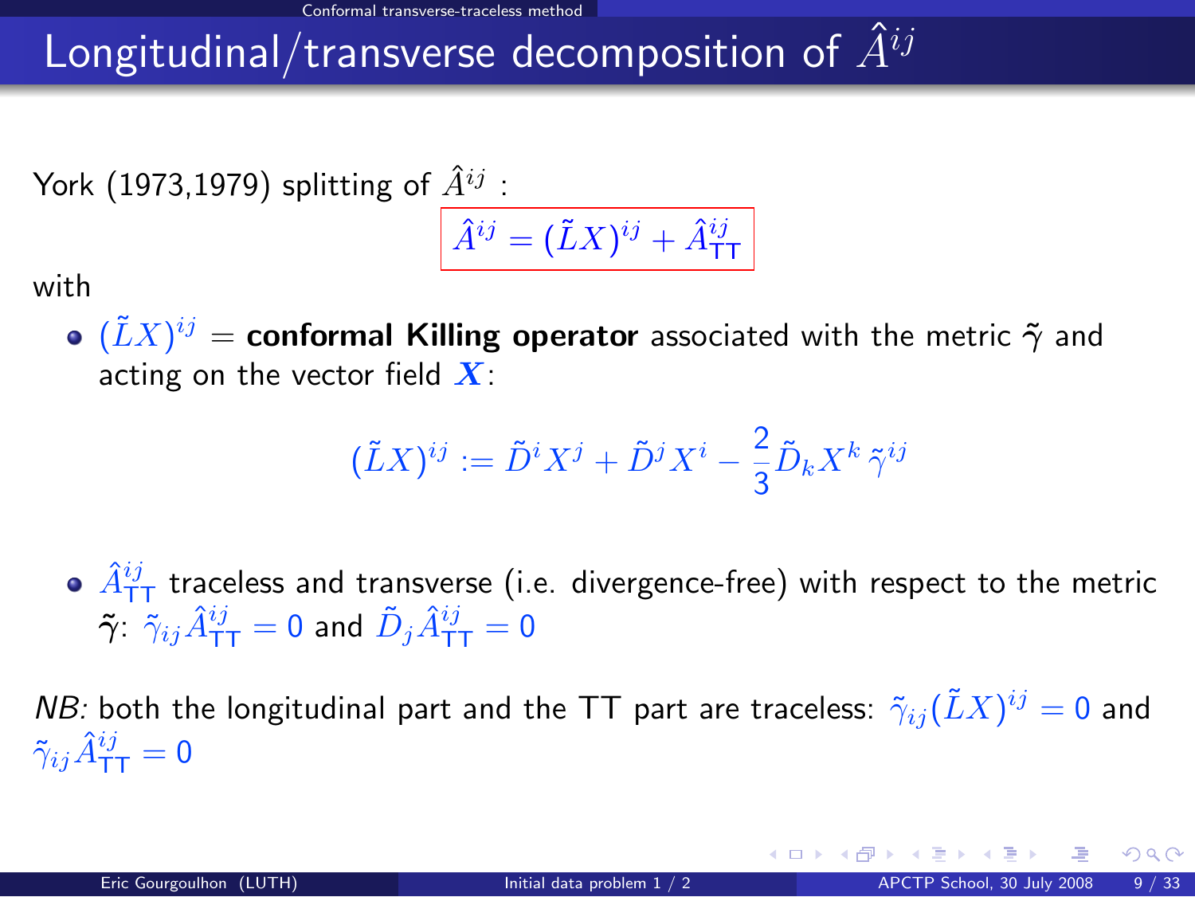## Longitudinal/transverse decomposition of $\hat{A}^{ij}$

York (1973,1979) splitting of $\hat{A}^{ij}$ :

$$\boxed{\hat{A}^{ij} = (\tilde{L}X)^{ij} + \hat{A}^{ij}_{\mathrm{TT}}}$$

with

- $(\tilde{L}X)^{ij}$ = **conformal Killing operator** associated with the metric $\tilde{\gamma}$ and acting on the vector field $\boldsymbol{X}$:

$$(\tilde{L}X)^{ij} := \tilde{D}^i X^j + \tilde{D}^j X^i - \frac{2}{3}\tilde{D}_k X^k \, \tilde{\gamma}^{ij}$$

- $\hat{A}^{ij}_{\mathrm{TT}}$ traceless and transverse (i.e. divergence-free) with respect to the metric $\tilde{\gamma}$: $\tilde{\gamma}_{ij}\hat{A}^{ij}_{\mathrm{TT}} = 0$ and $\tilde{D}_j \hat{A}^{ij}_{\mathrm{TT}} = 0$

*NB:* both the longitudinal part and the TT part are traceless: $\tilde{\gamma}_{ij}(\tilde{L}X)^{ij} = 0$ and $\tilde{\gamma}_{ij}\hat{A}^{ij}_{\mathrm{TT}} = 0$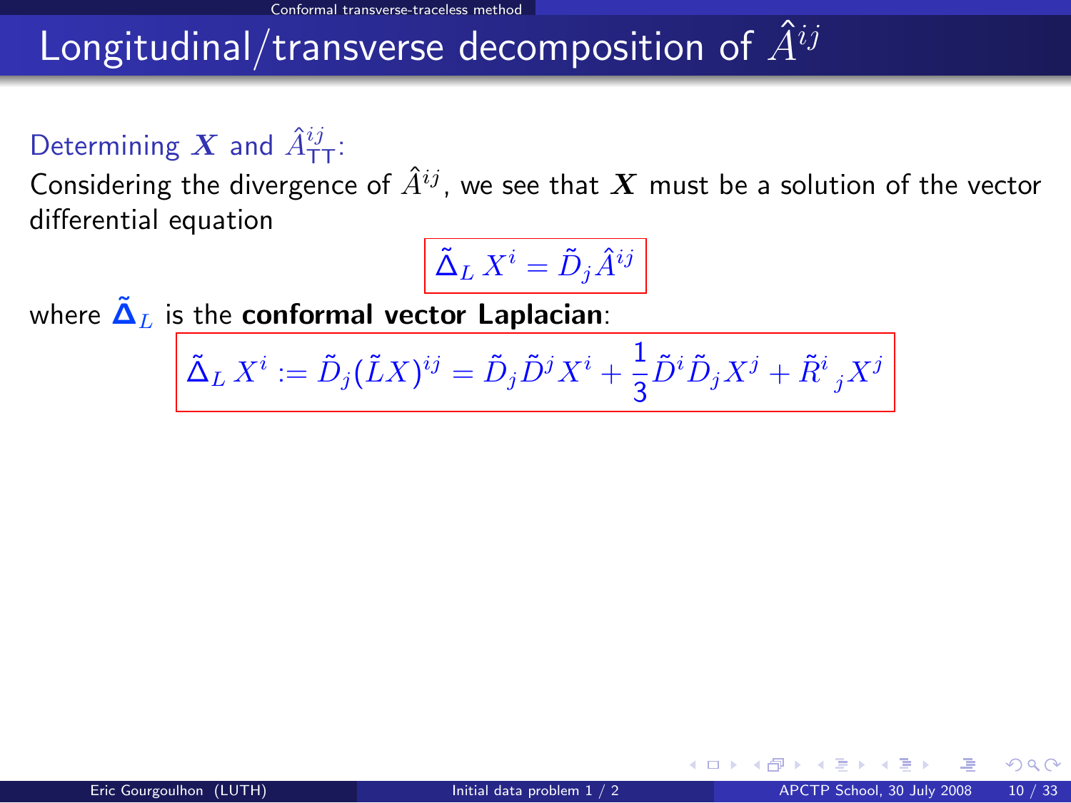# Longitudinal/transverse decomposition of $\hat{A}^{ij}$

Determining $\boldsymbol{X}$ and $\hat{A}^{ij}_{\mathrm{TT}}$:

Considering the divergence of $\hat{A}^{ij}$, we see that $\boldsymbol{X}$ must be a solution of the vector differential equation

$$\tilde{\Delta}_L \, X^i = \tilde{D}_j \hat{A}^{ij}$$

where $\tilde{\boldsymbol{\Delta}}_L$ is the **conformal vector Laplacian**:

$$\tilde{\Delta}_L \, X^i := \tilde{D}_j (\tilde{L}X)^{ij} = \tilde{D}_j \tilde{D}^j X^i + \frac{1}{3} \tilde{D}^i \tilde{D}_j X^j + \tilde{R}^i{}_j X^j$$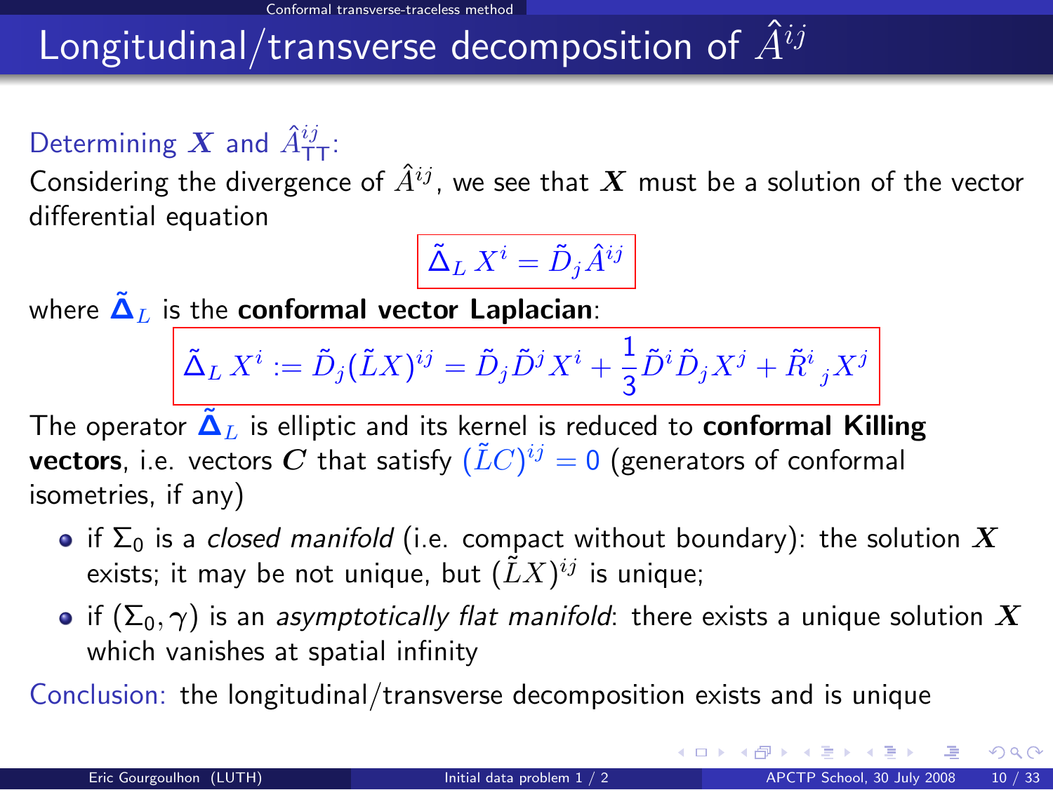# Longitudinal/transverse decomposition of $\hat{A}^{ij}$

Determining $\boldsymbol{X}$ and $\hat{A}^{ij}_{\mathrm{TT}}$:

Considering the divergence of $\hat{A}^{ij}$, we see that $\boldsymbol{X}$ must be a solution of the vector differential equation

$$\tilde{\Delta}_L X^i = \tilde{D}_j \hat{A}^{ij}$$

where $\tilde{\boldsymbol{\Delta}}_L$ is the **conformal vector Laplacian**:

$$\tilde{\Delta}_L X^i := \tilde{D}_j (\tilde{L}X)^{ij} = \tilde{D}_j \tilde{D}^j X^i + \frac{1}{3} \tilde{D}^i \tilde{D}_j X^j + \tilde{R}^i_{\ j} X^j$$

The operator $\tilde{\boldsymbol{\Delta}}_L$ is elliptic and its kernel is reduced to **conformal Killing vectors**, i.e. vectors $\boldsymbol{C}$ that satisfy $(\tilde{L}C)^{ij} = 0$ (generators of conformal isometries, if any)

- if $\Sigma_0$ is a *closed manifold* (i.e. compact without boundary): the solution $\boldsymbol{X}$ exists; it may be not unique, but $(\tilde{L}X)^{ij}$ is unique;
- if $(\Sigma_0, \gamma)$ is an *asymptotically flat manifold*: there exists a unique solution $\boldsymbol{X}$ which vanishes at spatial infinity

Conclusion: the longitudinal/transverse decomposition exists and is unique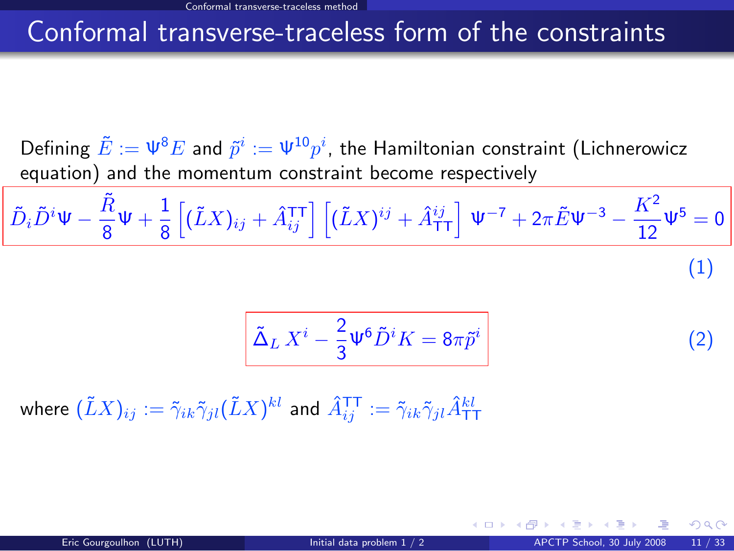# Conformal transverse-traceless form of the constraints

Defining $\tilde{E} := \Psi^8 E$ and $\tilde{p}^i := \Psi^{10} p^i$, the Hamiltonian constraint (Lichnerowicz equation) and the momentum constraint become respectively

$$\tilde{D}_i \tilde{D}^i \Psi - \frac{\tilde{R}}{8}\Psi + \frac{1}{8}\left[(\tilde{L}X)_{ij} + \hat{A}^{\rm TT}_{ij}\right]\left[(\tilde{L}X)^{ij} + \hat{A}^{ij}_{\rm TT}\right]\Psi^{-7} + 2\pi\tilde{E}\Psi^{-3} - \frac{K^2}{12}\Psi^5 = 0 \tag{1}$$

$$\tilde{\Delta}_L\, X^i - \frac{2}{3}\Psi^6 \tilde{D}^i K = 8\pi\tilde{p}^i \tag{2}$$

where $(\tilde{L}X)_{ij} := \tilde{\gamma}_{ik}\tilde{\gamma}_{jl}(\tilde{L}X)^{kl}$ and $\hat{A}^{\rm TT}_{ij} := \tilde{\gamma}_{ik}\tilde{\gamma}_{jl}\hat{A}^{kl}_{\rm TT}$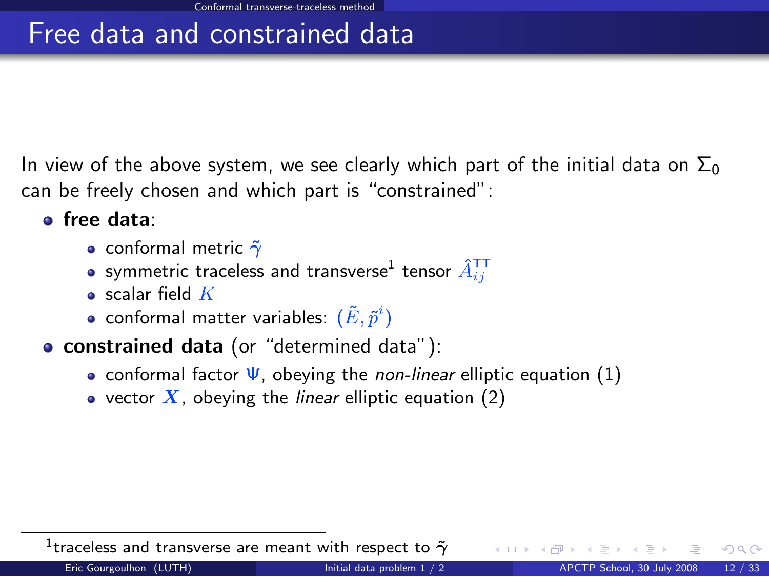# Free data and constrained data

In view of the above system, we see clearly which part of the initial data on $\Sigma_0$ can be freely chosen and which part is "constrained":

- **free data**:
  - conformal metric $\tilde{\gamma}$
  - symmetric traceless and transverse[1] tensor $\hat{A}^{\mathrm{TT}}_{ij}$
  - scalar field $K$
  - conformal matter variables: $(\tilde{E}, \tilde{p}^i)$
- **constrained data** (or "determined data"):
  - conformal factor $\Psi$, obeying the *non-linear* elliptic equation (1)
  - vector $\boldsymbol{X}$, obeying the *linear* elliptic equation (2)

[1] traceless and transverse are meant with respect to $\tilde{\gamma}$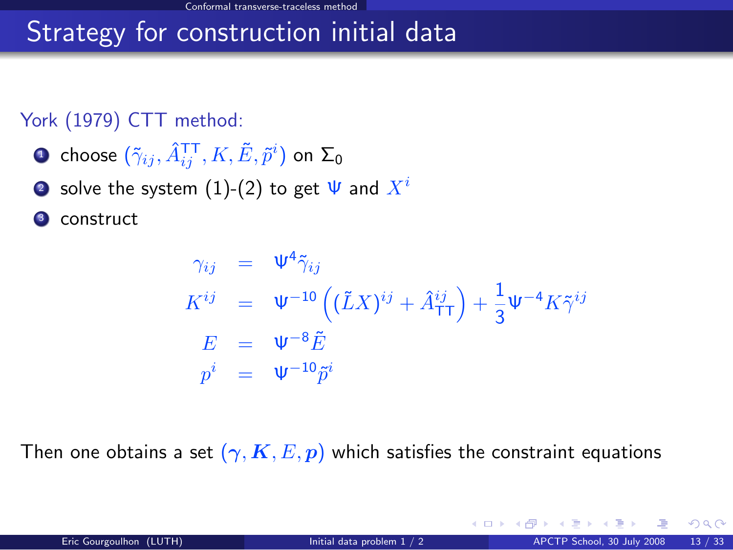# Strategy for construction initial data

York (1979) CTT method:

1. choose $(\tilde{\gamma}_{ij}, \hat{A}^{\mathsf{TT}}_{ij}, K, \tilde{E}, \tilde{p}^i)$ on $\Sigma_0$
2. solve the system (1)-(2) to get $\Psi$ and $X^i$
3. construct

$$
\begin{aligned}
\gamma_{ij} &= \Psi^4 \tilde{\gamma}_{ij} \\
K^{ij} &= \Psi^{-10}\left((\tilde{L}X)^{ij} + \hat{A}^{ij}_{\mathsf{TT}}\right) + \frac{1}{3}\Psi^{-4} K \tilde{\gamma}^{ij} \\
E &= \Psi^{-8}\tilde{E} \\
p^i &= \Psi^{-10}\tilde{p}^i
\end{aligned}
$$

Then one obtains a set $(\gamma, \boldsymbol{K}, E, \boldsymbol{p})$ which satisfies the constraint equations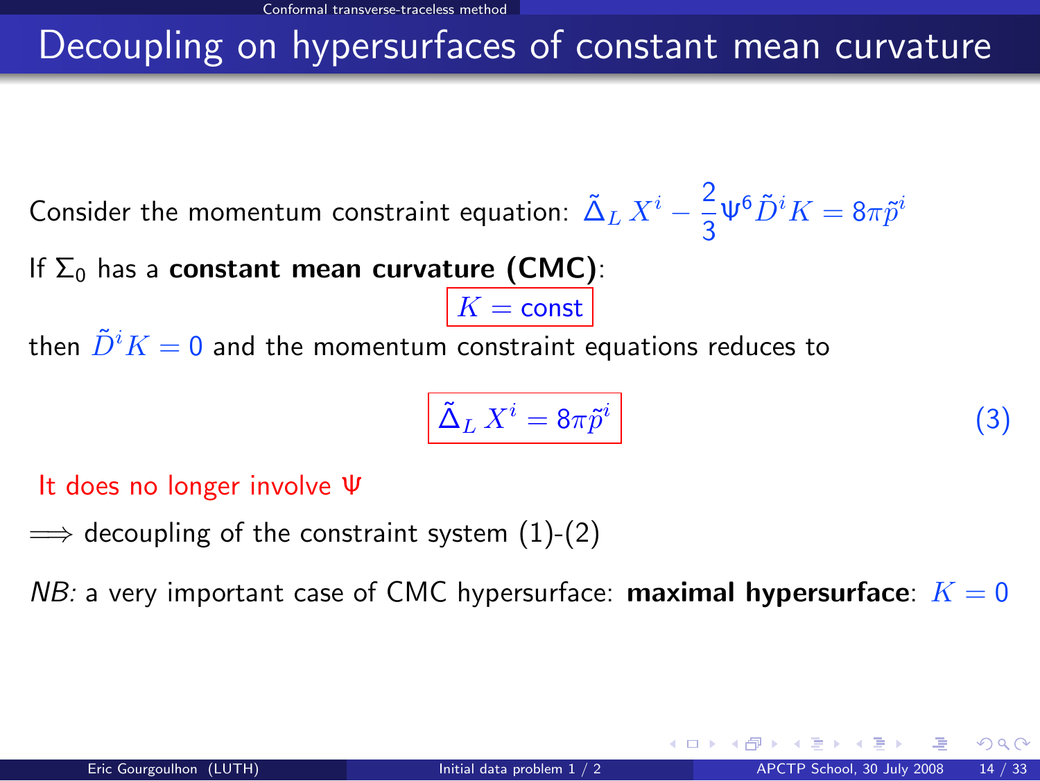# Decoupling on hypersurfaces of constant mean curvature

Consider the momentum constraint equation: $\tilde{\Delta}_L X^i - \frac{2}{3}\Psi^6 \tilde{D}^i K = 8\pi \tilde{p}^i$

If $\Sigma_0$ has a **constant mean curvature (CMC)**:

$$K = \text{const}$$

then $\tilde{D}^i K = 0$ and the momentum constraint equations reduces to

$$\tilde{\Delta}_L X^i = 8\pi \tilde{p}^i \tag{3}$$

It does no longer involve $\Psi$

$\Longrightarrow$ decoupling of the constraint system (1)-(2)

*NB:* a very important case of CMC hypersurface: **maximal hypersurface**: $K = 0$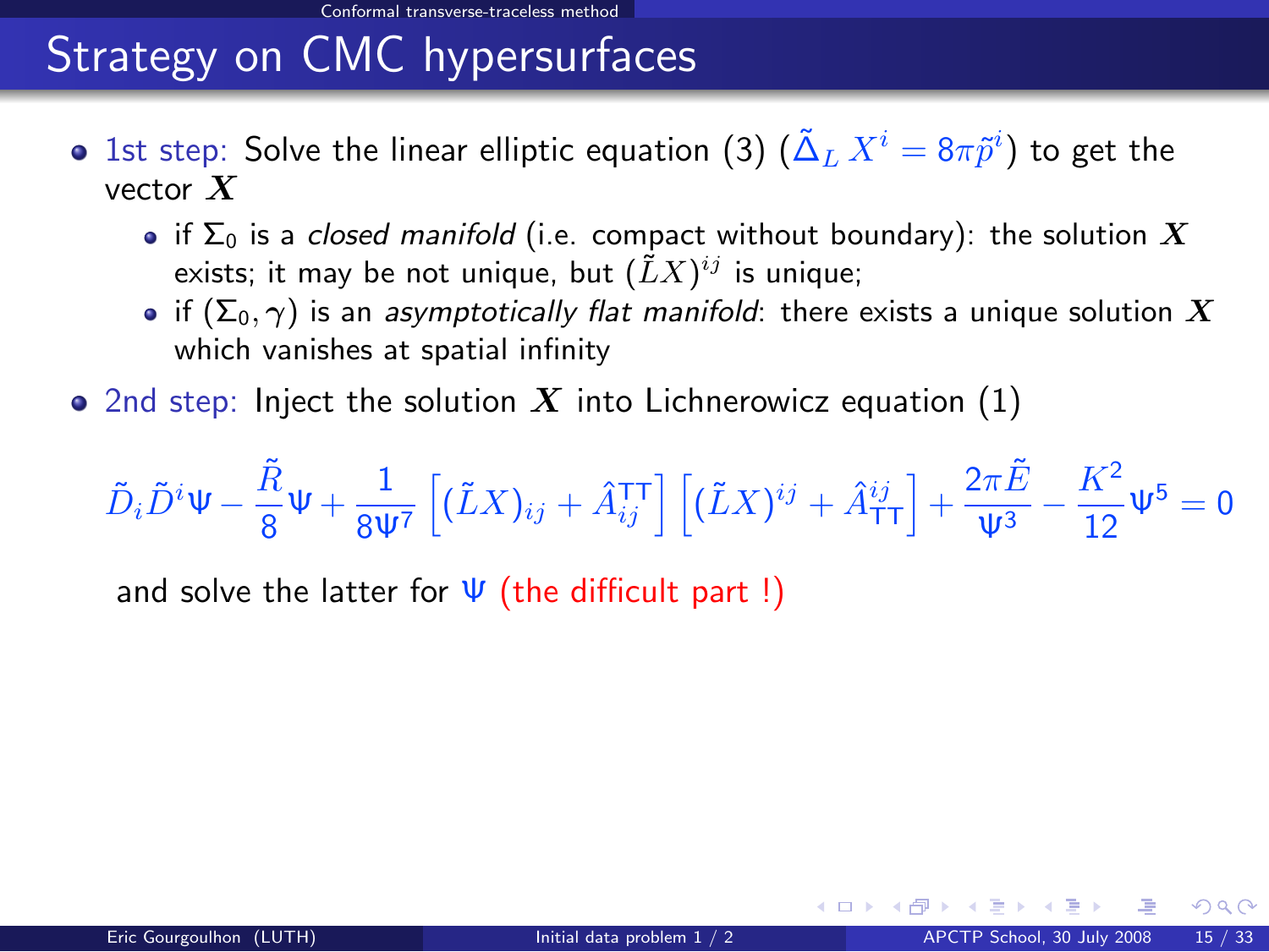# Strategy on CMC hypersurfaces

- 1st step: Solve the linear elliptic equation (3) ($\tilde{\Delta}_L X^i = 8\pi\tilde{p}^i$) to get the vector $\boldsymbol{X}$
  - if $\Sigma_0$ is a *closed manifold* (i.e. compact without boundary): the solution $\boldsymbol{X}$ exists; it may be not unique, but $(\tilde{L}X)^{ij}$ is unique;
  - if $(\Sigma_0, \gamma)$ is an *asymptotically flat manifold*: there exists a unique solution $\boldsymbol{X}$ which vanishes at spatial infinity
- 2nd step: Inject the solution $\boldsymbol{X}$ into Lichnerowicz equation (1)

$$\tilde{D}_i\tilde{D}^i\Psi - \frac{\tilde{R}}{8}\Psi + \frac{1}{8\Psi^7}\left[(\tilde{L}X)_{ij} + \hat{A}^{\mathrm{TT}}_{ij}\right]\left[(\tilde{L}X)^{ij} + \hat{A}^{ij}_{\mathrm{TT}}\right] + \frac{2\pi\tilde{E}}{\Psi^3} - \frac{K^2}{12}\Psi^5 = 0$$

and solve the latter for $\Psi$ (the difficult part !)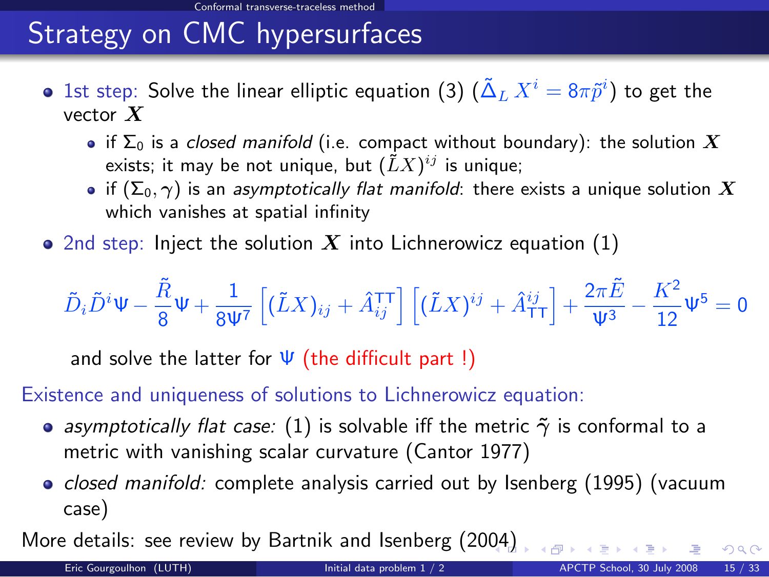# Strategy on CMC hypersurfaces

- 1st step: Solve the linear elliptic equation (3) ($\tilde{\Delta}_L X^i = 8\pi \tilde{p}^i$) to get the vector $\boldsymbol{X}$
  - if $\Sigma_0$ is a *closed manifold* (i.e. compact without boundary): the solution $\boldsymbol{X}$ exists; it may be not unique, but $(\tilde{L}X)^{ij}$ is unique;
  - if $(\Sigma_0, \gamma)$ is an *asymptotically flat manifold*: there exists a unique solution $\boldsymbol{X}$ which vanishes at spatial infinity
- 2nd step: Inject the solution $\boldsymbol{X}$ into Lichnerowicz equation (1)

$$\tilde{D}_i \tilde{D}^i \Psi - \frac{\tilde{R}}{8}\Psi + \frac{1}{8\Psi^7}\left[(\tilde{L}X)_{ij} + \hat{A}^{\mathrm{TT}}_{ij}\right]\left[(\tilde{L}X)^{ij} + \hat{A}^{ij}_{\mathrm{TT}}\right] + \frac{2\pi\tilde{E}}{\Psi^3} - \frac{K^2}{12}\Psi^5 = 0$$

and solve the latter for $\Psi$ (the difficult part !)

Existence and uniqueness of solutions to Lichnerowicz equation:

- *asymptotically flat case:* (1) is solvable iff the metric $\tilde{\gamma}$ is conformal to a metric with vanishing scalar curvature (Cantor 1977)
- *closed manifold:* complete analysis carried out by Isenberg (1995) (vacuum case)

More details: see review by Bartnik and Isenberg (2004)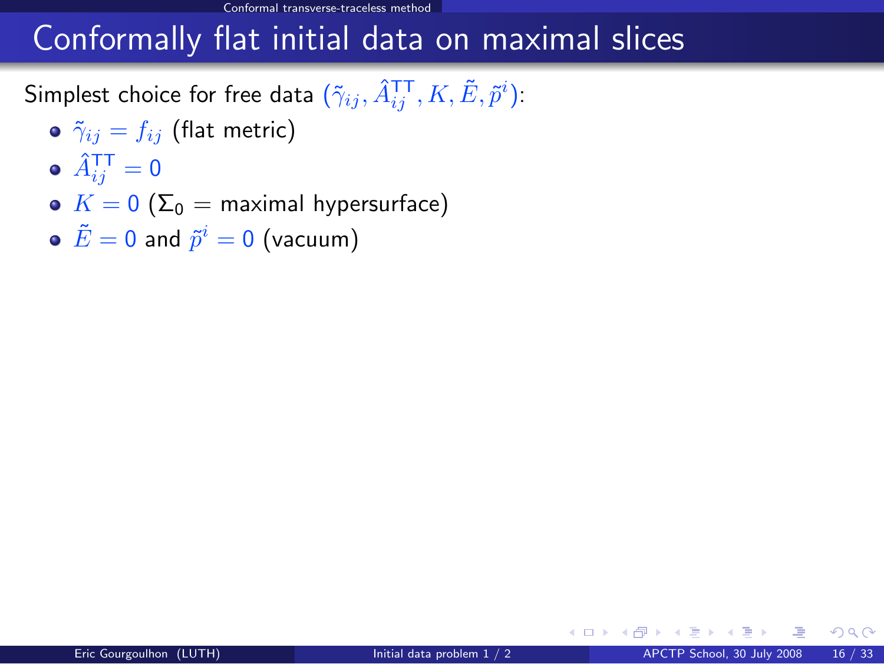# Conformally flat initial data on maximal slices

Simplest choice for free data $(\tilde{\gamma}_{ij}, \hat{A}^{\rm TT}_{ij}, K, \tilde{E}, \tilde{p}^i)$:

- $\tilde{\gamma}_{ij} = f_{ij}$ (flat metric)
- $\hat{A}^{\rm TT}_{ij} = 0$
- $K = 0$ ($\Sigma_0 =$ maximal hypersurface)
- $\tilde{E} = 0$ and $\tilde{p}^i = 0$ (vacuum)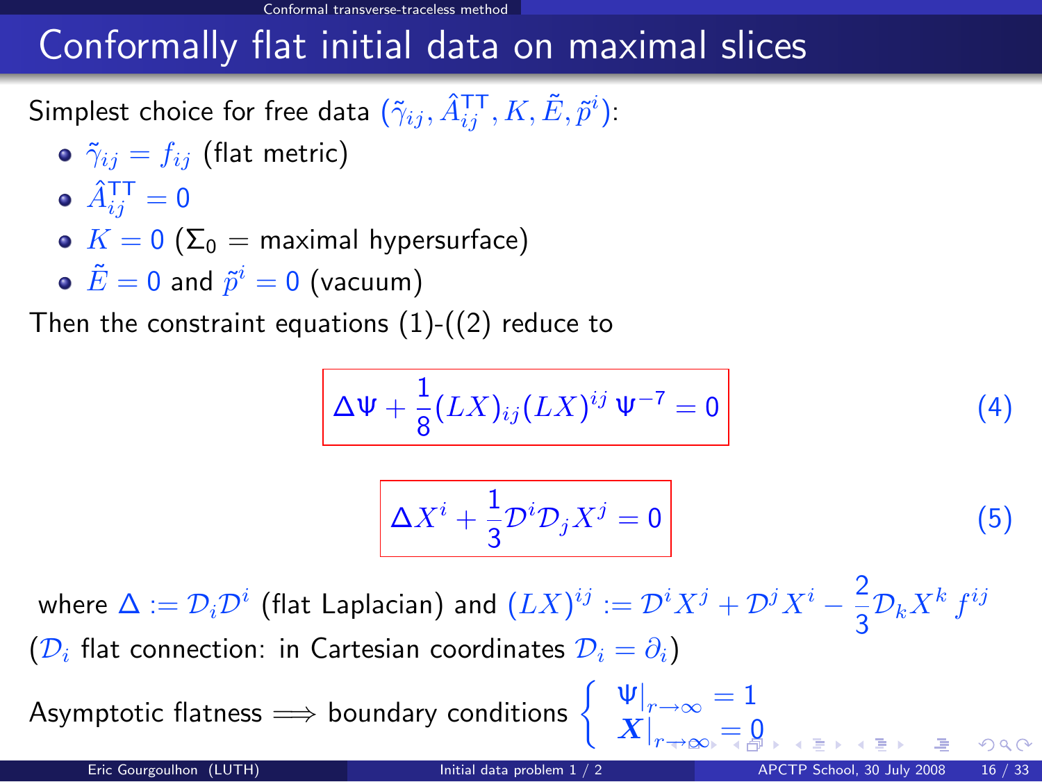# Conformally flat initial data on maximal slices

Simplest choice for free data $(\tilde{\gamma}_{ij}, \hat{A}^{\mathrm{TT}}_{ij}, K, \tilde{E}, \tilde{p}^i)$:

- $\tilde{\gamma}_{ij} = f_{ij}$ (flat metric)
- $\hat{A}^{\mathrm{TT}}_{ij} = 0$
- $K = 0$ ($\Sigma_0 =$ maximal hypersurface)
- $\tilde{E} = 0$ and $\tilde{p}^i = 0$ (vacuum)

Then the constraint equations (1)-((2) reduce to

$$\boxed{\Delta \Psi + \frac{1}{8}(LX)_{ij}(LX)^{ij}\,\Psi^{-7} = 0} \tag{4}$$

$$\boxed{\Delta X^i + \frac{1}{3}\mathcal{D}^i \mathcal{D}_j X^j = 0} \tag{5}$$

where $\Delta := \mathcal{D}_i \mathcal{D}^i$ (flat Laplacian) and $(LX)^{ij} := \mathcal{D}^i X^j + \mathcal{D}^j X^i - \frac{2}{3}\mathcal{D}_k X^k f^{ij}$ ($\mathcal{D}_i$ flat connection: in Cartesian coordinates $\mathcal{D}_i = \partial_i$)

Asymptotic flatness $\Longrightarrow$ boundary conditions $\begin{cases} \Psi|_{r\to\infty} = 1 \\ \boldsymbol{X}|_{r\to\infty} = 0 \end{cases}$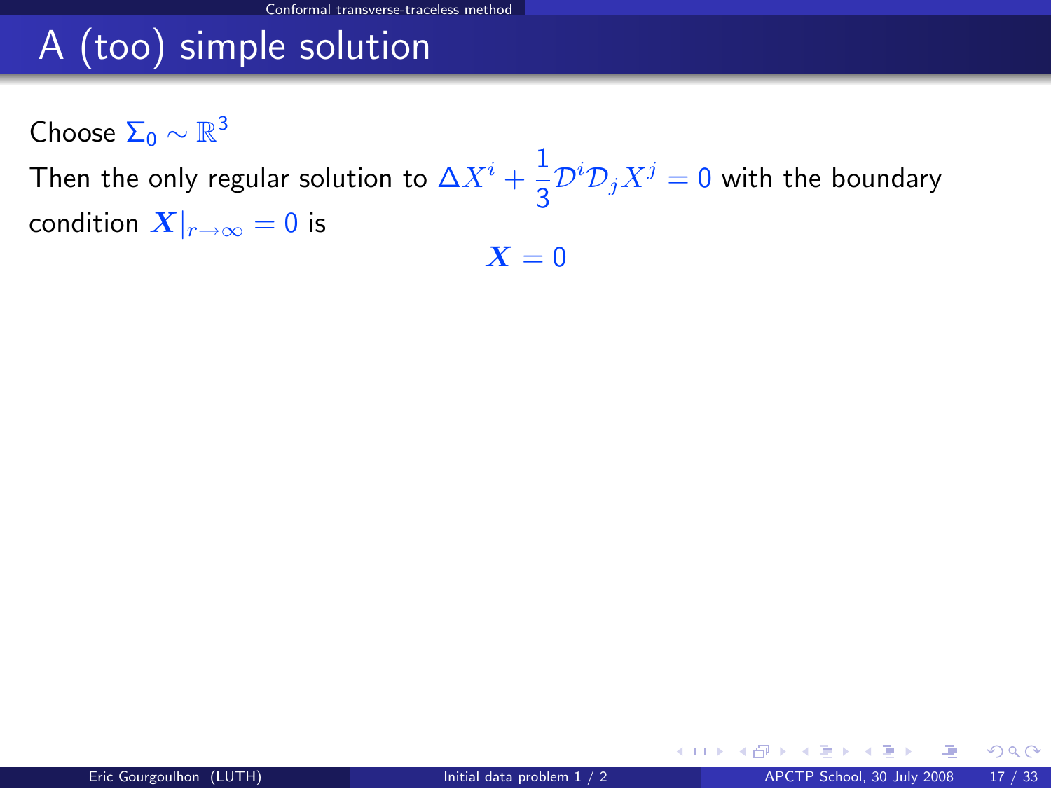# A (too) simple solution

Choose $\Sigma_0 \sim \mathbb{R}^3$

Then the only regular solution to $\Delta X^i + \frac{1}{3}\mathcal{D}^i\mathcal{D}_j X^j = 0$ with the boundary condition $\boldsymbol{X}|_{r\to\infty} = 0$ is

$$\boldsymbol{X} = 0$$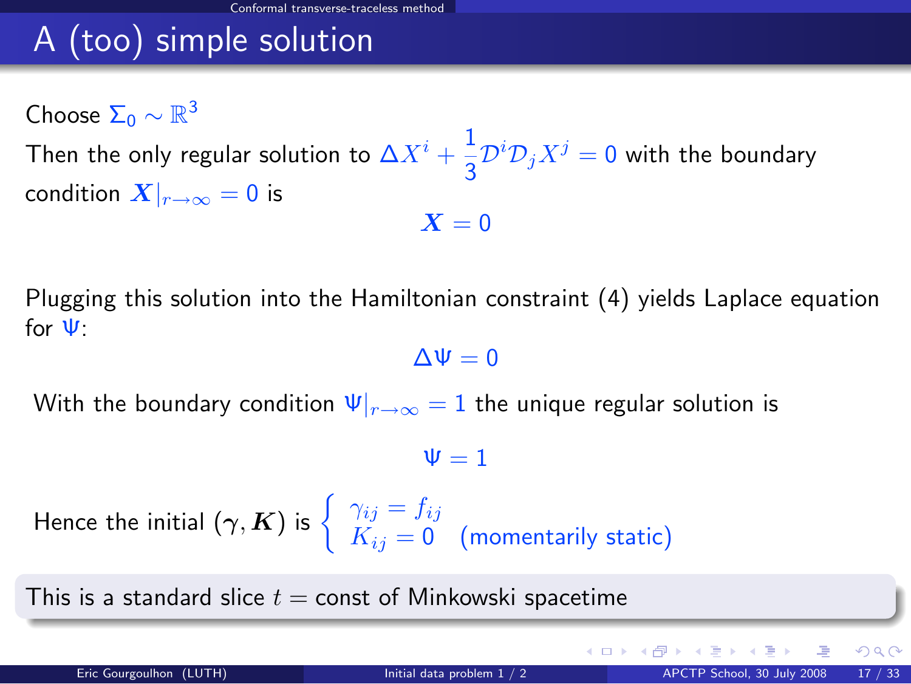# A (too) simple solution

Choose $\Sigma_0 \sim \mathbb{R}^3$

Then the only regular solution to $\Delta X^i + \frac{1}{3}\mathcal{D}^i\mathcal{D}_j X^j = 0$ with the boundary condition $\boldsymbol{X}|_{r\to\infty} = 0$ is

$$\boldsymbol{X} = 0$$

Plugging this solution into the Hamiltonian constraint (4) yields Laplace equation for $\Psi$:

$$\Delta\Psi = 0$$

With the boundary condition $\Psi|_{r\to\infty} = 1$ the unique regular solution is

$$\Psi = 1$$

Hence the initial $(\boldsymbol{\gamma}, \boldsymbol{K})$ is $\left\{ \begin{array}{l} \gamma_{ij} = f_{ij} \\ K_{ij} = 0 \end{array} \right.$ (momentarily static)

This is a standard slice $t =$ const of Minkowski spacetime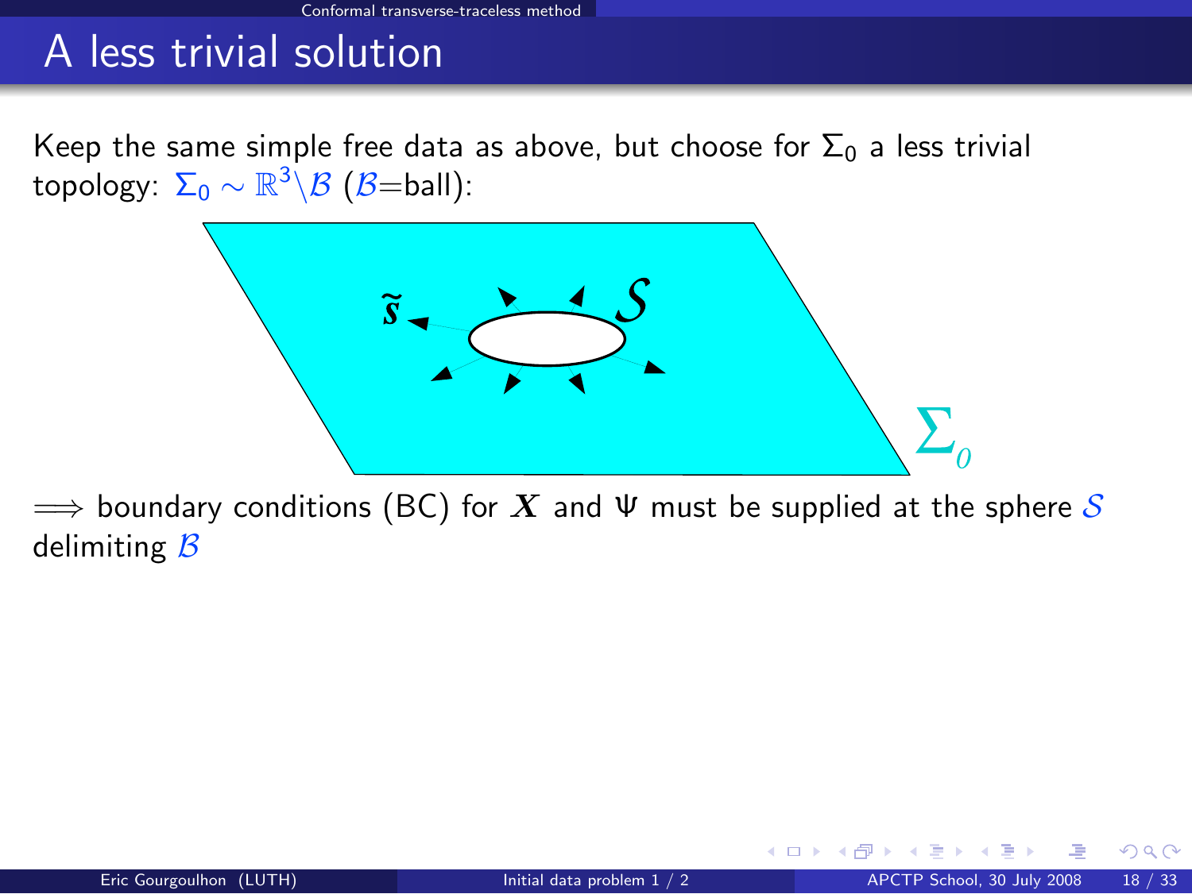# A less trivial solution

Keep the same simple free data as above, but choose for $\Sigma_0$ a less trivial topology: $\Sigma_0 \sim \mathbb{R}^3 \backslash \mathcal{B}$ ($\mathcal{B}$=ball):

$\Longrightarrow$ boundary conditions (BC) for $\boldsymbol{X}$ and $\Psi$ must be supplied at the sphere $\mathcal{S}$ delimiting $\mathcal{B}$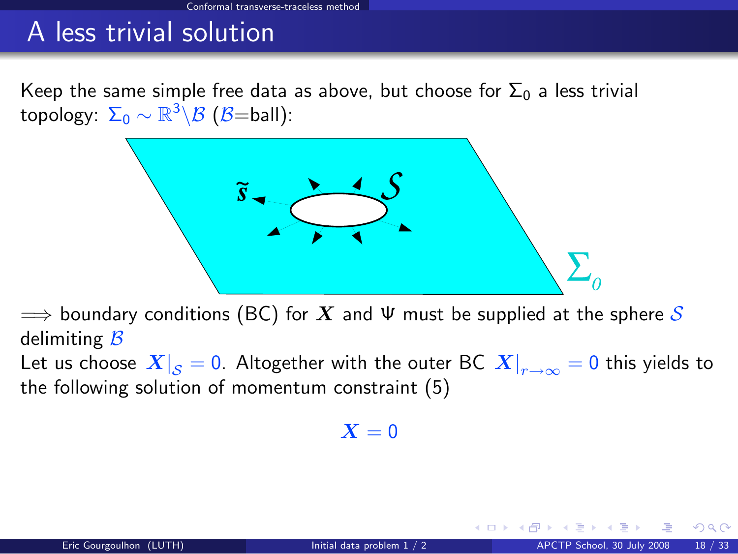# A less trivial solution

Keep the same simple free data as above, but choose for $\Sigma_0$ a less trivial topology: $\Sigma_0 \sim \mathbb{R}^3 \backslash \mathcal{B}$ ($\mathcal{B}$=ball):

$\Longrightarrow$ boundary conditions (BC) for $\boldsymbol{X}$ and $\Psi$ must be supplied at the sphere $\mathcal{S}$ delimiting $\mathcal{B}$

Let us choose $\boldsymbol{X}|_{\mathcal{S}} = 0$. Altogether with the outer BC $\boldsymbol{X}|_{r\to\infty} = 0$ this yields to the following solution of momentum constraint (5)

$$\boldsymbol{X} = 0$$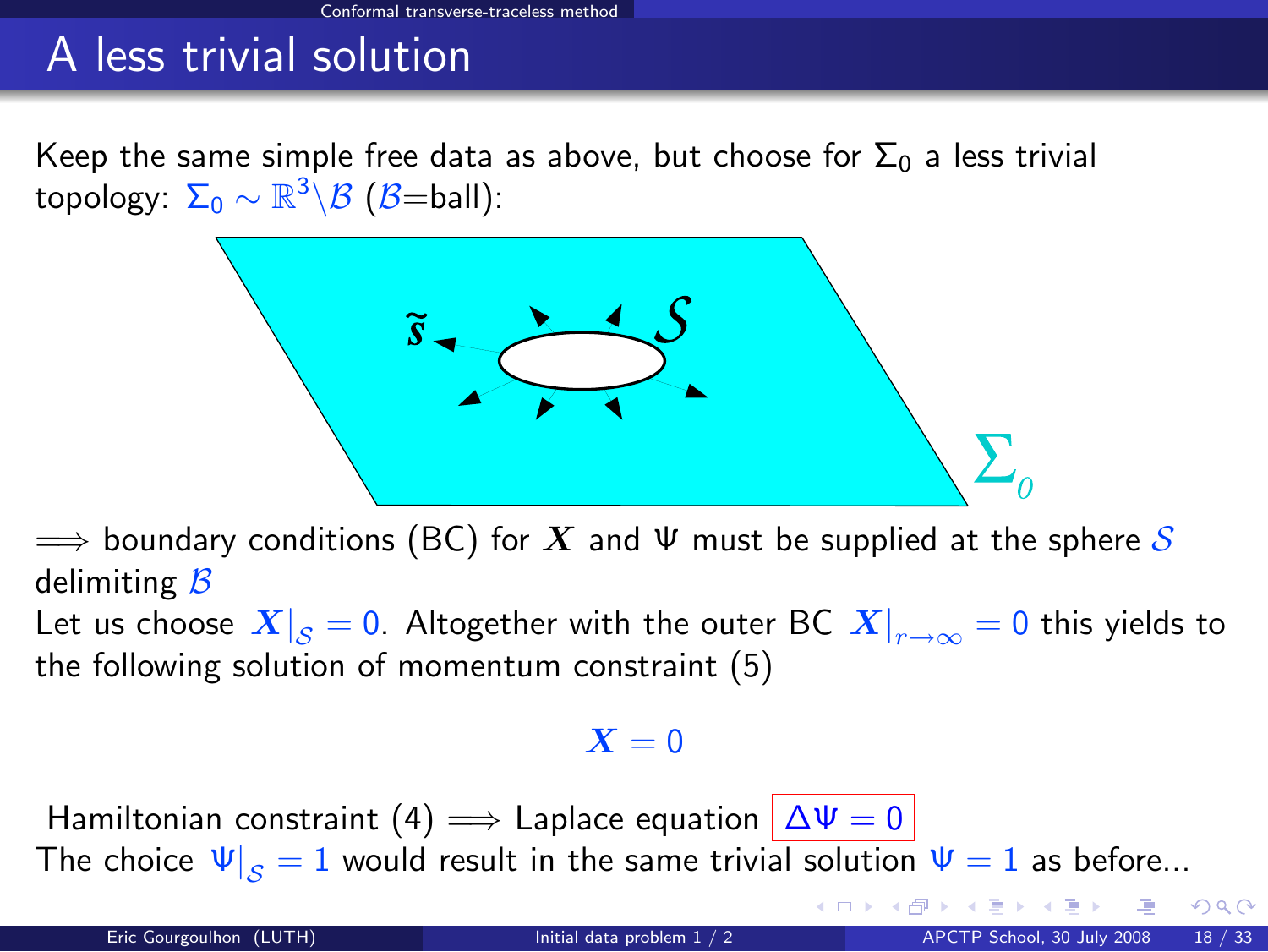# A less trivial solution

Keep the same simple free data as above, but choose for $\Sigma_0$ a less trivial topology: $\Sigma_0 \sim \mathbb{R}^3 \backslash \mathcal{B}$ ($\mathcal{B}$=ball):

$\Longrightarrow$ boundary conditions (BC) for $\boldsymbol{X}$ and $\Psi$ must be supplied at the sphere $\mathcal{S}$ delimiting $\mathcal{B}$

Let us choose $\boldsymbol{X}|_{\mathcal{S}} = 0$. Altogether with the outer BC $\boldsymbol{X}|_{r\to\infty} = 0$ this yields to the following solution of momentum constraint (5)

$$\boldsymbol{X} = 0$$

Hamiltonian constraint (4) $\Longrightarrow$ Laplace equation $\boxed{\Delta\Psi = 0}$

The choice $\Psi|_{\mathcal{S}} = 1$ would result in the same trivial solution $\Psi = 1$ as before...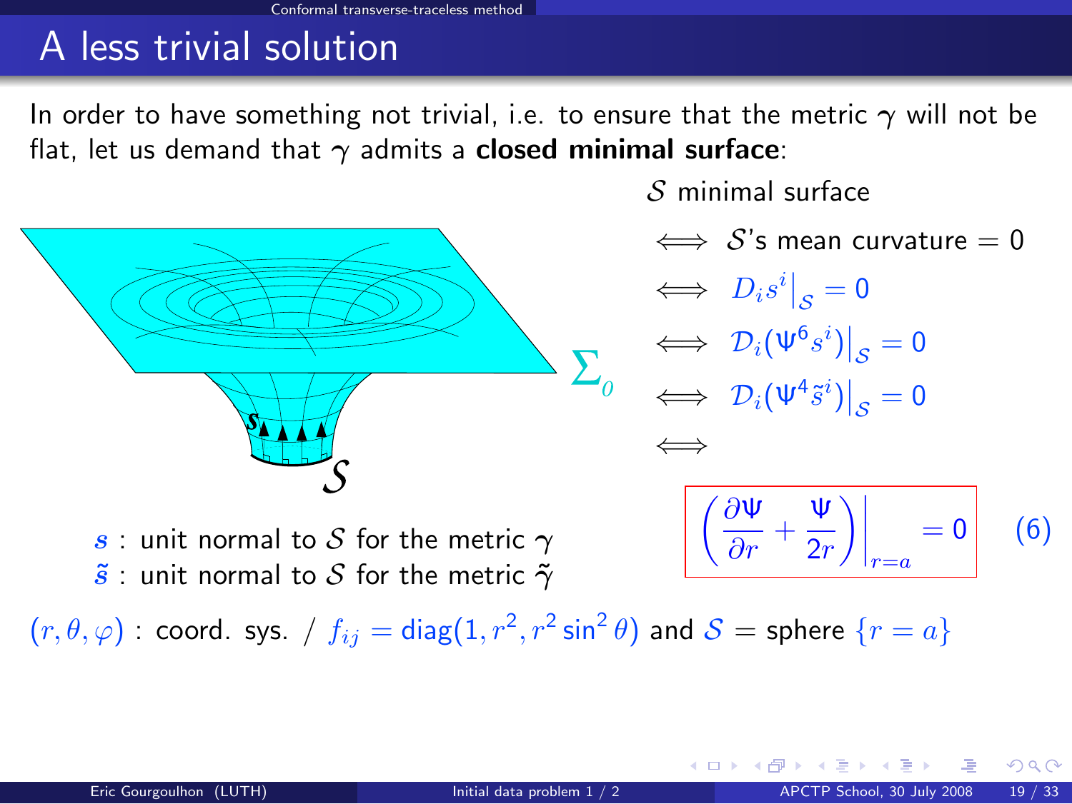# A less trivial solution

In order to have something not trivial, i.e. to ensure that the metric $\gamma$ will not be flat, let us demand that $\gamma$ admits a **closed minimal surface**:

$\mathcal{S}$ minimal surface

$\iff$ $\mathcal{S}$'s mean curvature $= 0$

$\iff$ $D_i s^i \big|_{\mathcal{S}} = 0$

$\iff$ $\mathcal{D}_i(\Psi^6 s^i)\big|_{\mathcal{S}} = 0$

$\iff$ $\mathcal{D}_i(\Psi^4 \tilde{s}^i)\big|_{\mathcal{S}} = 0$

$\iff$

$$\boxed{\left(\frac{\partial \Psi}{\partial r} + \frac{\Psi}{2r}\right)\bigg|_{r=a} = 0} \qquad (6)$$

$\boldsymbol{s}$ : unit normal to $\mathcal{S}$ for the metric $\gamma$

$\tilde{\boldsymbol{s}}$ : unit normal to $\mathcal{S}$ for the metric $\tilde{\gamma}$

$(r, \theta, \varphi)$ : coord. sys. / $f_{ij} = \mathrm{diag}(1, r^2, r^2 \sin^2 \theta)$ and $\mathcal{S}$ = sphere $\{r = a\}$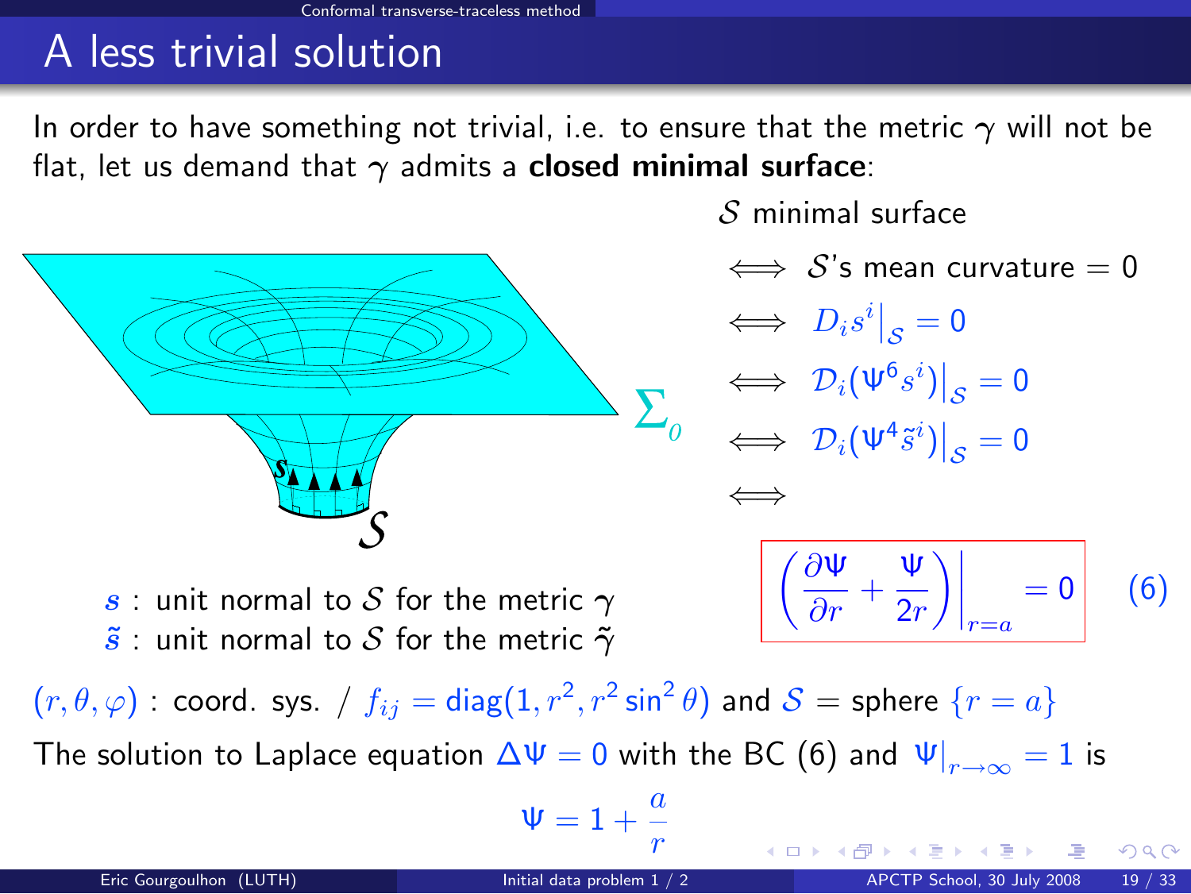# A less trivial solution

In order to have something not trivial, i.e. to ensure that the metric $\gamma$ will not be flat, let us demand that $\gamma$ admits a **closed minimal surface**:

$\mathcal{S}$ minimal surface

$\iff$ $\mathcal{S}$'s mean curvature $= 0$

$\iff$ $D_i s^i \big|_{\mathcal{S}} = 0$

$\iff$ $\mathcal{D}_i(\Psi^6 s^i)\big|_{\mathcal{S}} = 0$

$\iff$ $\mathcal{D}_i(\Psi^4 \tilde{s}^i)\big|_{\mathcal{S}} = 0$

$\iff$

$$\left( \frac{\partial \Psi}{\partial r} + \frac{\Psi}{2r} \right)\bigg|_{r=a} = 0 \qquad (6)$$

$\boldsymbol{s}$ : unit normal to $\mathcal{S}$ for the metric $\boldsymbol{\gamma}$

$\tilde{\boldsymbol{s}}$ : unit normal to $\mathcal{S}$ for the metric $\tilde{\boldsymbol{\gamma}}$

$(r, \theta, \varphi)$ : coord. sys. / $f_{ij} = \mathrm{diag}(1, r^2, r^2 \sin^2\theta)$ and $\mathcal{S}$ = sphere $\{r = a\}$

The solution to Laplace equation $\Delta\Psi = 0$ with the BC (6) and $\Psi|_{r\to\infty} = 1$ is

$$\Psi = 1 + \frac{a}{r}$$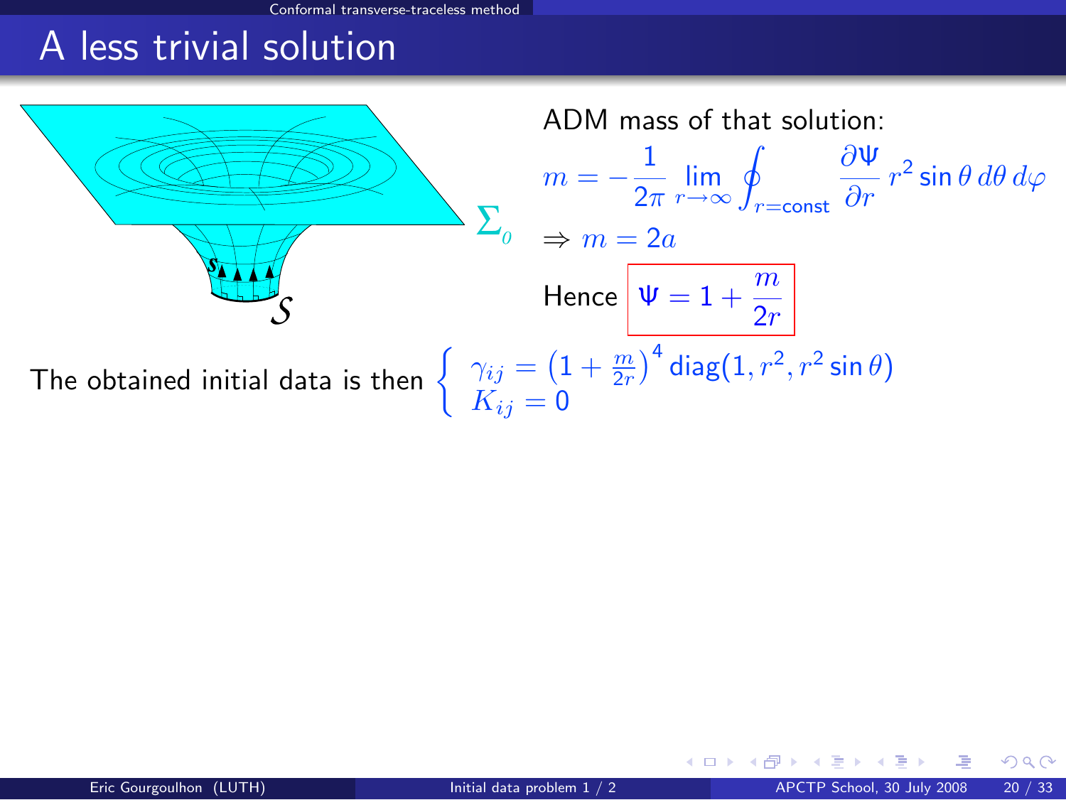# A less trivial solution

ADM mass of that solution:

$$m = -\frac{1}{2\pi} \lim_{r\to\infty} \oint_{r=\text{const}} \frac{\partial \Psi}{\partial r} \, r^2 \sin\theta \, d\theta \, d\varphi$$

$$\Rightarrow m = 2a$$

Hence
$$\boxed{\Psi = 1 + \frac{m}{2r}}$$

The obtained initial data is then
$$\begin{cases} \gamma_{ij} = \left(1 + \frac{m}{2r}\right)^4 \text{diag}(1, r^2, r^2 \sin\theta) \\ K_{ij} = 0 \end{cases}$$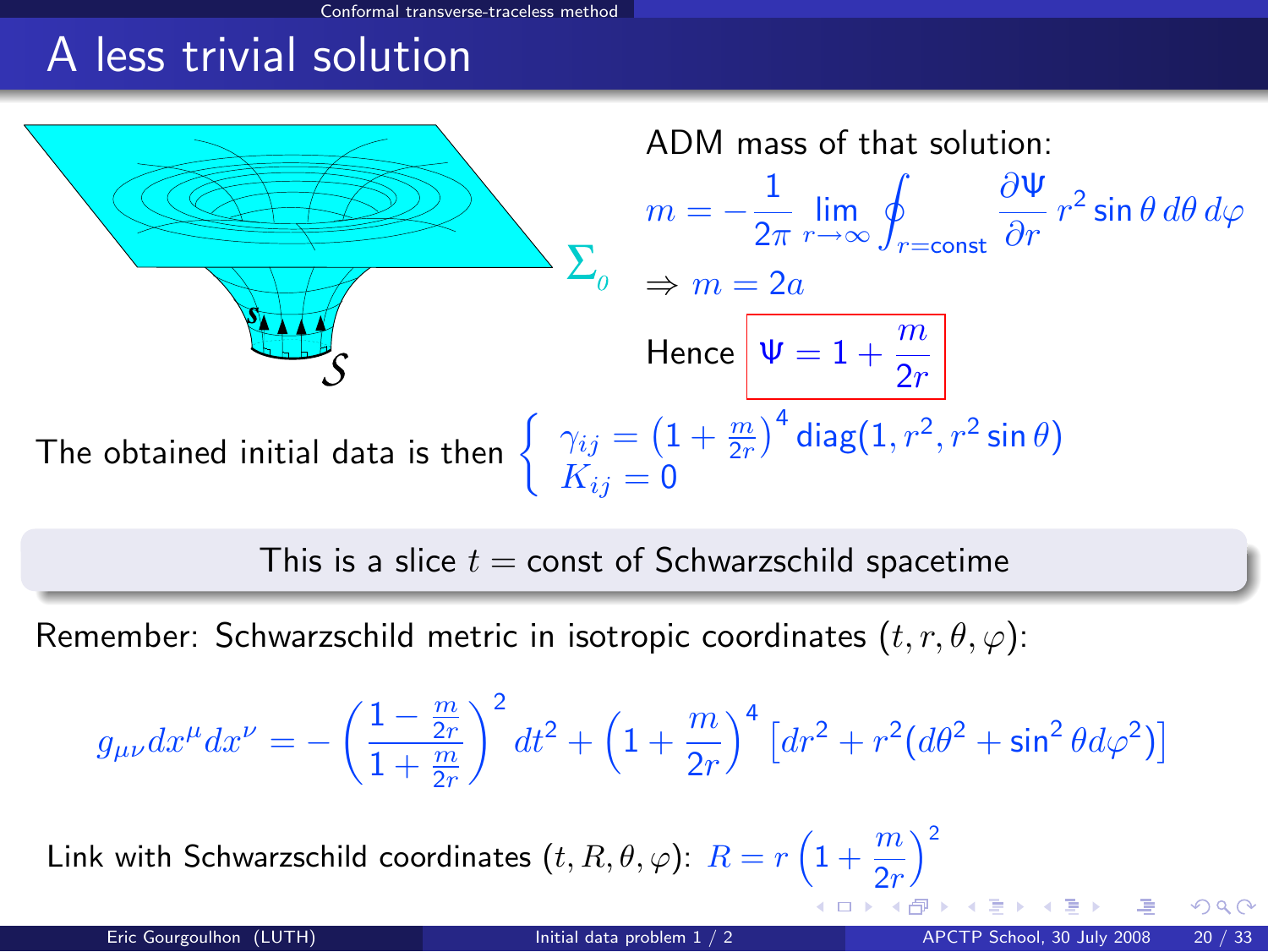## A less trivial solution

ADM mass of that solution:

$$m = -\frac{1}{2\pi} \lim_{r\to\infty} \oint_{r=\text{const}} \frac{\partial \Psi}{\partial r} r^2 \sin\theta \, d\theta \, d\varphi$$

$\Rightarrow m = 2a$

Hence $\boxed{\Psi = 1 + \frac{m}{2r}}$

The obtained initial data is then
$$\begin{cases} \gamma_{ij} = \left(1 + \frac{m}{2r}\right)^4 \text{diag}(1, r^2, r^2 \sin\theta) \\ K_{ij} = 0 \end{cases}$$

**This is a slice $t = $ const of Schwarzschild spacetime**

Remember: Schwarzschild metric in isotropic coordinates $(t, r, \theta, \varphi)$:

$$g_{\mu\nu} dx^\mu dx^\nu = -\left(\frac{1 - \frac{m}{2r}}{1 + \frac{m}{2r}}\right)^2 dt^2 + \left(1 + \frac{m}{2r}\right)^4 \left[dr^2 + r^2(d\theta^2 + \sin^2\theta d\varphi^2)\right]$$

Link with Schwarzschild coordinates $(t, R, \theta, \varphi)$: $R = r\left(1 + \frac{m}{2r}\right)^2$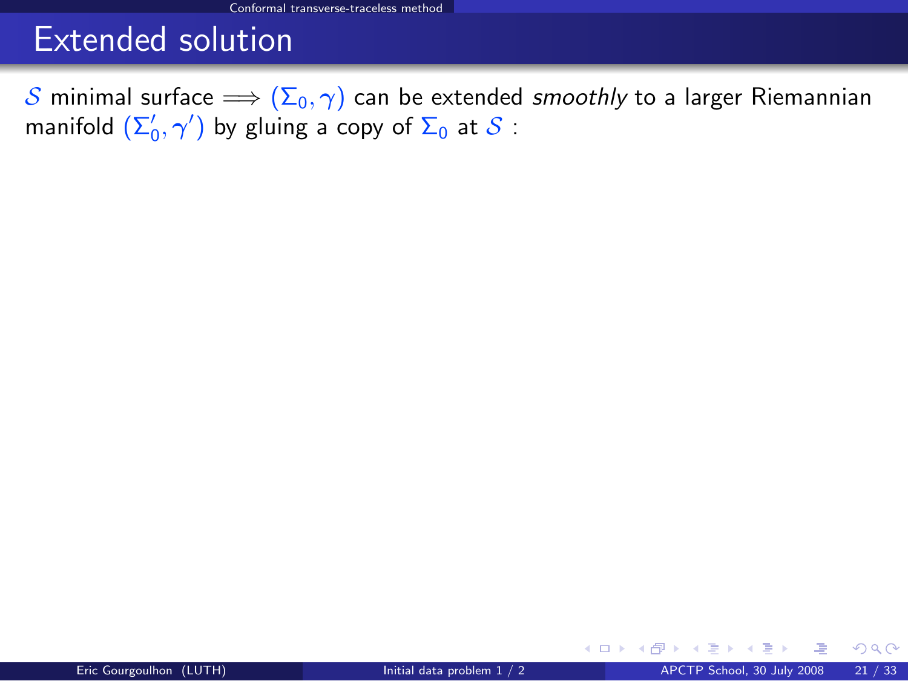# Extended solution

$\mathcal{S}$ minimal surface $\Longrightarrow$ $(\Sigma_0, \gamma)$ can be extended *smoothly* to a larger Riemannian manifold $(\Sigma'_0, \gamma')$ by gluing a copy of $\Sigma_0$ at $\mathcal{S}$ :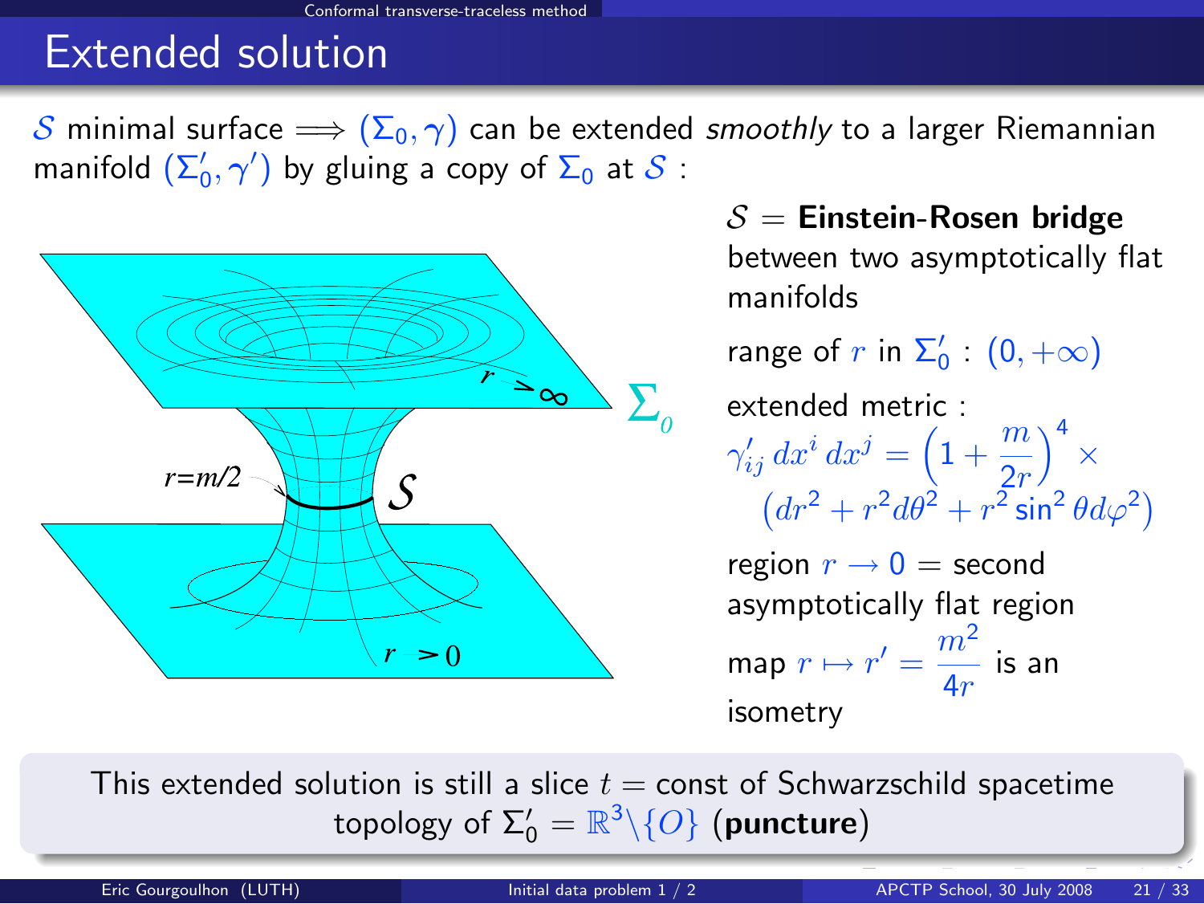# Extended solution

$\mathcal{S}$ minimal surface $\Longrightarrow$ $(\Sigma_0, \gamma)$ can be extended *smoothly* to a larger Riemannian manifold $(\Sigma_0', \gamma')$ by gluing a copy of $\Sigma_0$ at $\mathcal{S}$ :

$\mathcal{S}$ = **Einstein-Rosen bridge** between two asymptotically flat manifolds

range of $r$ in $\Sigma_0'$ : $(0, +\infty)$

extended metric :

$$\gamma'_{ij}\, dx^i\, dx^j = \left(1 + \frac{m}{2r}\right)^4 \times \left(dr^2 + r^2 d\theta^2 + r^2 \sin^2\theta d\varphi^2\right)$$

region $r \to 0$ = second asymptotically flat region

map $r \mapsto r' = \dfrac{m^2}{4r}$ is an isometry

This extended solution is still a slice $t =$ const of Schwarzschild spacetime
topology of $\Sigma_0' = \mathbb{R}^3 \backslash \{O\}$ (**puncture**)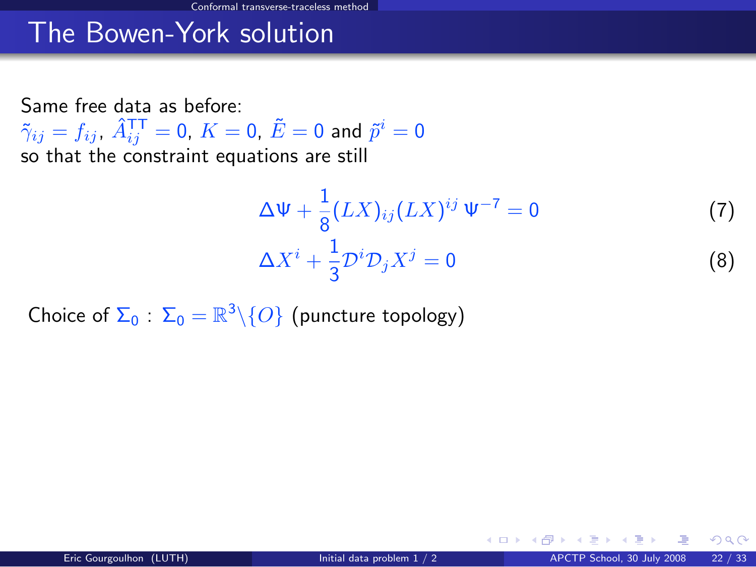# The Bowen-York solution

Same free data as before:
$\tilde{\gamma}_{ij} = f_{ij}$, $\hat{A}^{\mathrm{TT}}_{ij} = 0$, $K = 0$, $\tilde{E} = 0$ and $\tilde{p}^i = 0$
so that the constraint equations are still

$$\Delta\Psi + \frac{1}{8}(LX)_{ij}(LX)^{ij}\,\Psi^{-7} = 0 \tag{7}$$

$$\Delta X^i + \frac{1}{3}\mathcal{D}^i\mathcal{D}_j X^j = 0 \tag{8}$$

Choice of $\Sigma_0$ : $\Sigma_0 = \mathbb{R}^3 \backslash \{O\}$ (puncture topology)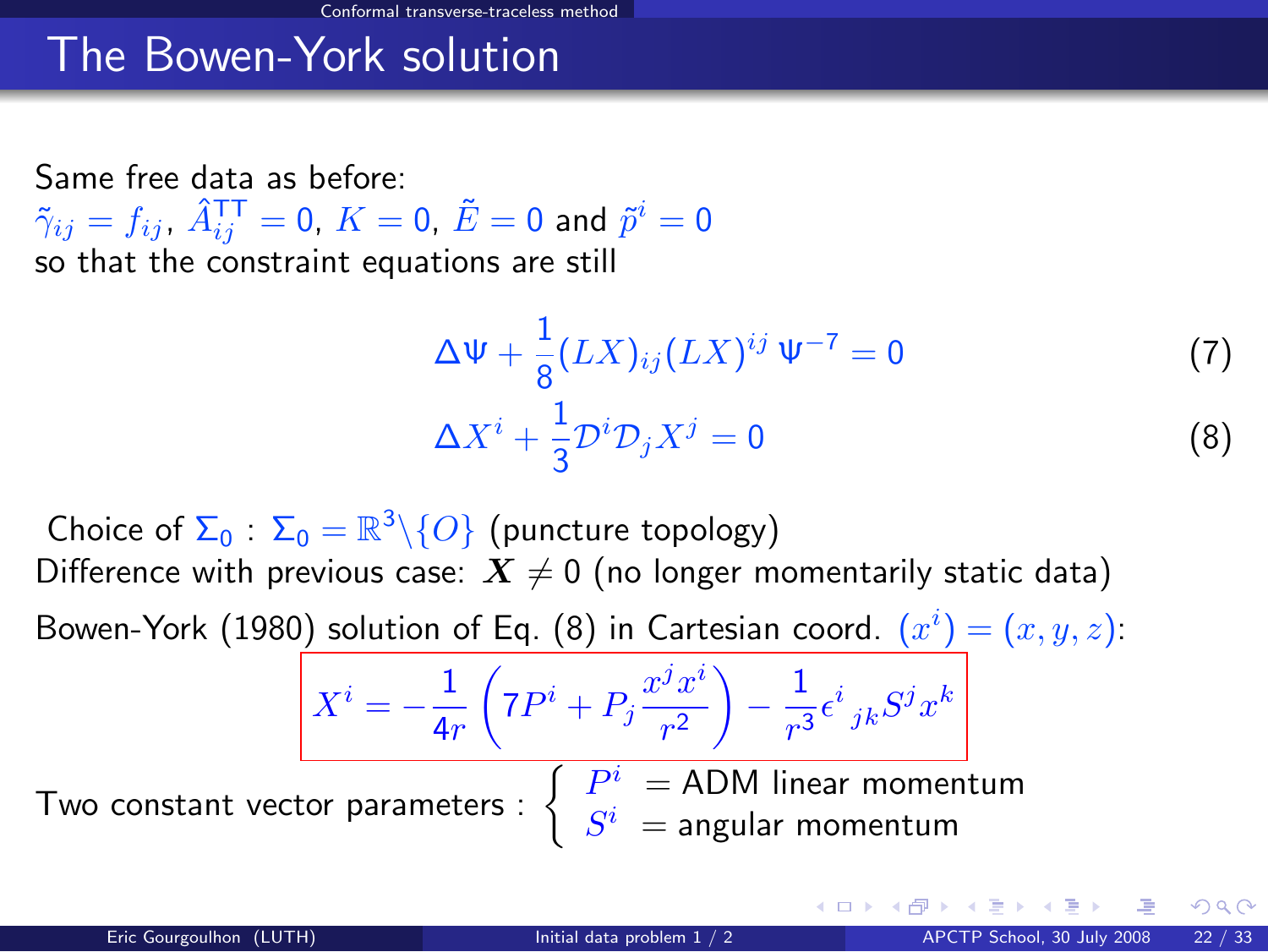## The Bowen-York solution

Same free data as before:
$\tilde{\gamma}_{ij} = f_{ij}$, $\hat{A}^{\rm TT}_{ij} = 0$, $K = 0$, $\tilde{E} = 0$ and $\tilde{p}^i = 0$
so that the constraint equations are still

$$\Delta \Psi + \frac{1}{8}(LX)_{ij}(LX)^{ij}\,\Psi^{-7} = 0 \tag{7}$$

$$\Delta X^i + \frac{1}{3}\mathcal{D}^i\mathcal{D}_j X^j = 0 \tag{8}$$

Choice of $\Sigma_0$ : $\Sigma_0 = \mathbb{R}^3 \backslash \{O\}$ (puncture topology)
Difference with previous case: $\boldsymbol{X} \neq 0$ (no longer momentarily static data)

Bowen-York (1980) solution of Eq. (8) in Cartesian coord. $(x^i) = (x, y, z)$:

$$\boxed{X^i = -\frac{1}{4r}\left(7P^i + P_j \frac{x^j x^i}{r^2}\right) - \frac{1}{r^3}\epsilon^i_{\ jk} S^j x^k}$$

Two constant vector parameters : $\begin{cases} P^i & = \text{ADM linear momentum} \\ S^i & = \text{angular momentum} \end{cases}$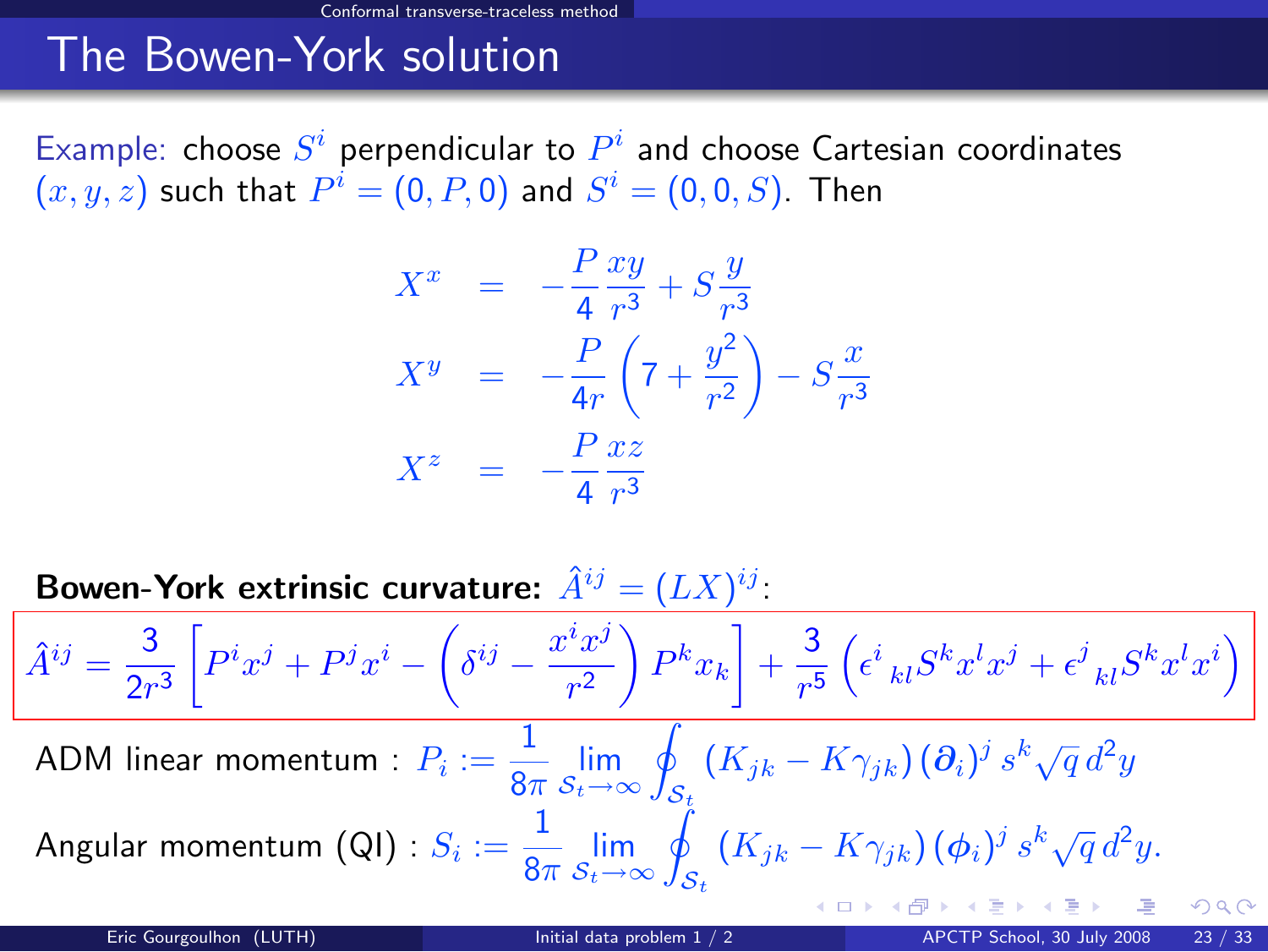## The Bowen-York solution

Example: choose $S^i$ perpendicular to $P^i$ and choose Cartesian coordinates $(x, y, z)$ such that $P^i = (0, P, 0)$ and $S^i = (0, 0, S)$. Then

$$
\begin{aligned}
X^x &= -\frac{P}{4}\frac{xy}{r^3} + S\frac{y}{r^3} \\
X^y &= -\frac{P}{4r}\left(7 + \frac{y^2}{r^2}\right) - S\frac{x}{r^3} \\
X^z &= -\frac{P}{4}\frac{xz}{r^3}
\end{aligned}
$$

**Bowen-York extrinsic curvature:** $\hat{A}^{ij} = (LX)^{ij}$:

$$
\hat{A}^{ij} = \frac{3}{2r^3}\left[P^i x^j + P^j x^i - \left(\delta^{ij} - \frac{x^i x^j}{r^2}\right) P^k x_k\right] + \frac{3}{r^5}\left(\epsilon^i{}_{kl} S^k x^l x^j + \epsilon^j{}_{kl} S^k x^l x^i\right)
$$

ADM linear momentum : $P_i := \dfrac{1}{8\pi} \lim\limits_{\mathcal{S}_t \to \infty} \oint_{\mathcal{S}_t} \left(K_{jk} - K\gamma_{jk}\right) (\boldsymbol{\partial}_i)^j \, s^k \sqrt{q}\, d^2y$

Angular momentum (QI) : $S_i := \dfrac{1}{8\pi} \lim\limits_{\mathcal{S}_t \to \infty} \oint_{\mathcal{S}_t} \left(K_{jk} - K\gamma_{jk}\right) (\boldsymbol{\phi}_i)^j \, s^k \sqrt{q}\, d^2y.$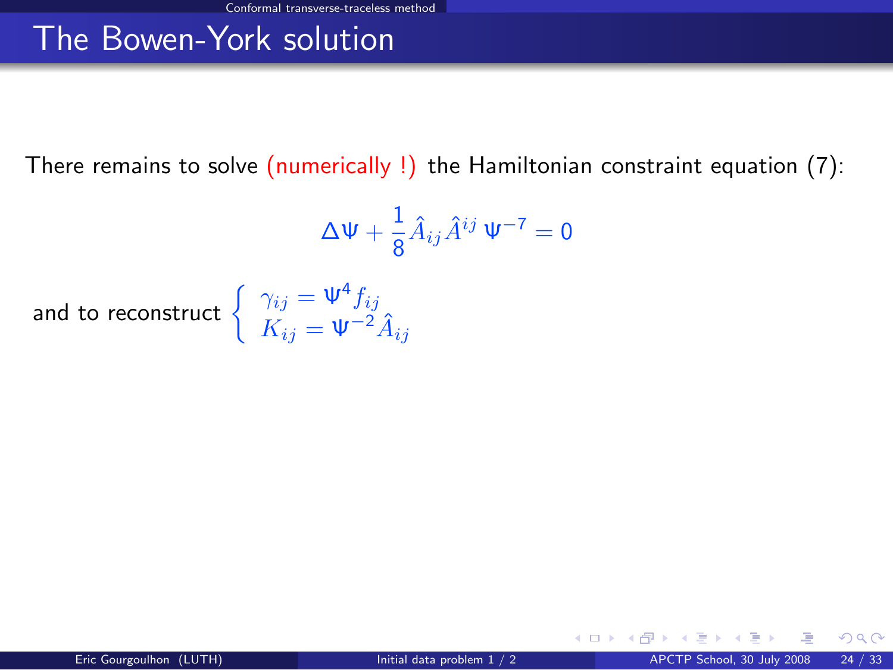## The Bowen-York solution

There remains to solve (numerically !) the Hamiltonian constraint equation (7):

$$\Delta \Psi + \frac{1}{8} \hat{A}_{ij} \hat{A}^{ij} \, \Psi^{-7} = 0$$

and to reconstruct $\begin{cases} \gamma_{ij} = \Psi^4 f_{ij} \\ K_{ij} = \Psi^{-2} \hat{A}_{ij} \end{cases}$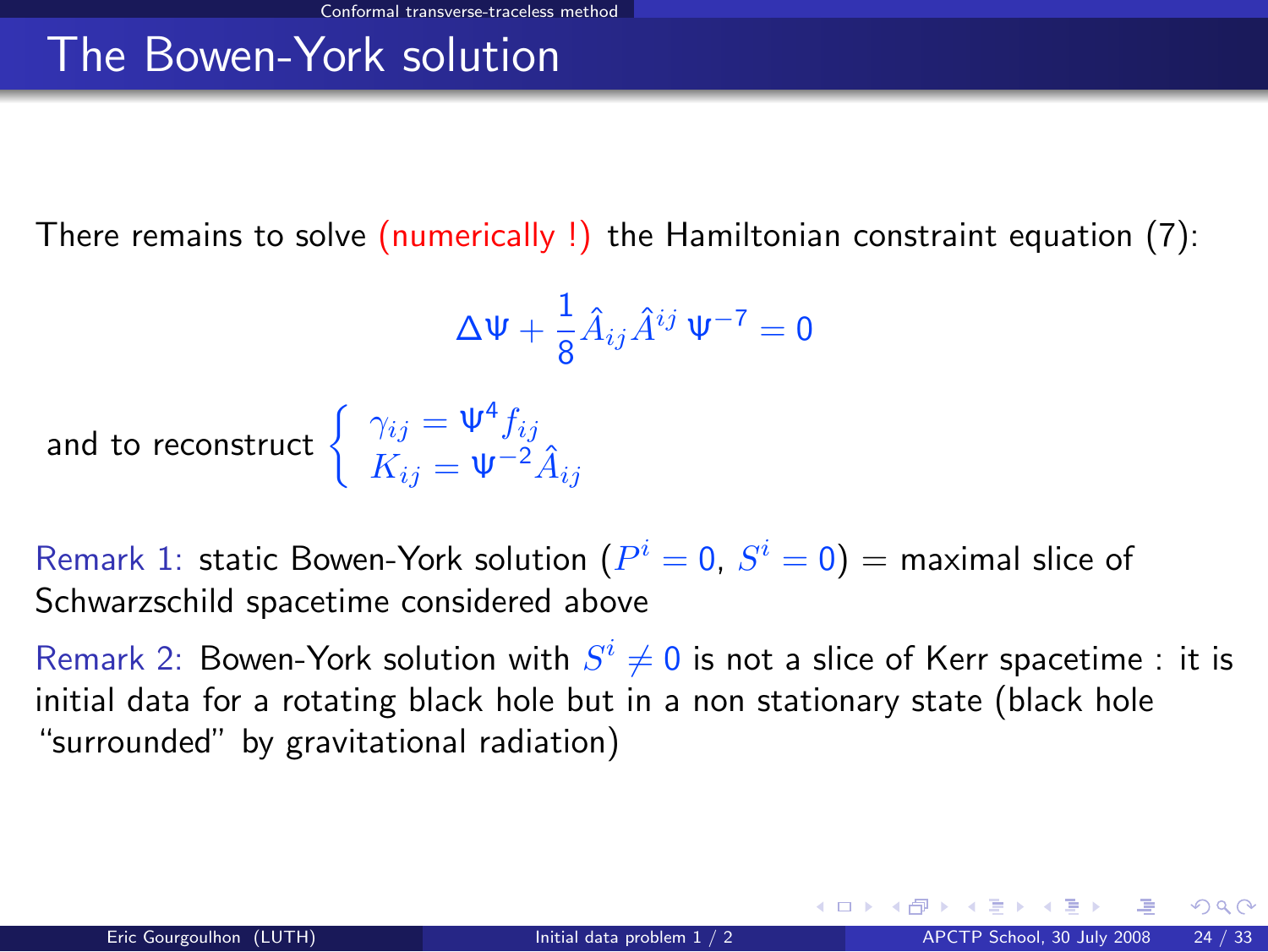# The Bowen-York solution

There remains to solve (numerically !) the Hamiltonian constraint equation (7):

$$\Delta \Psi + \frac{1}{8} \hat{A}_{ij} \hat{A}^{ij} \, \Psi^{-7} = 0$$

and to reconstruct $\begin{cases} \gamma_{ij} = \Psi^4 f_{ij} \\ K_{ij} = \Psi^{-2} \hat{A}_{ij} \end{cases}$

Remark 1: static Bowen-York solution ($P^i = 0$, $S^i = 0$) = maximal slice of Schwarzschild spacetime considered above

Remark 2: Bowen-York solution with $S^i \neq 0$ is not a slice of Kerr spacetime : it is initial data for a rotating black hole but in a non stationary state (black hole "surrounded" by gravitational radiation)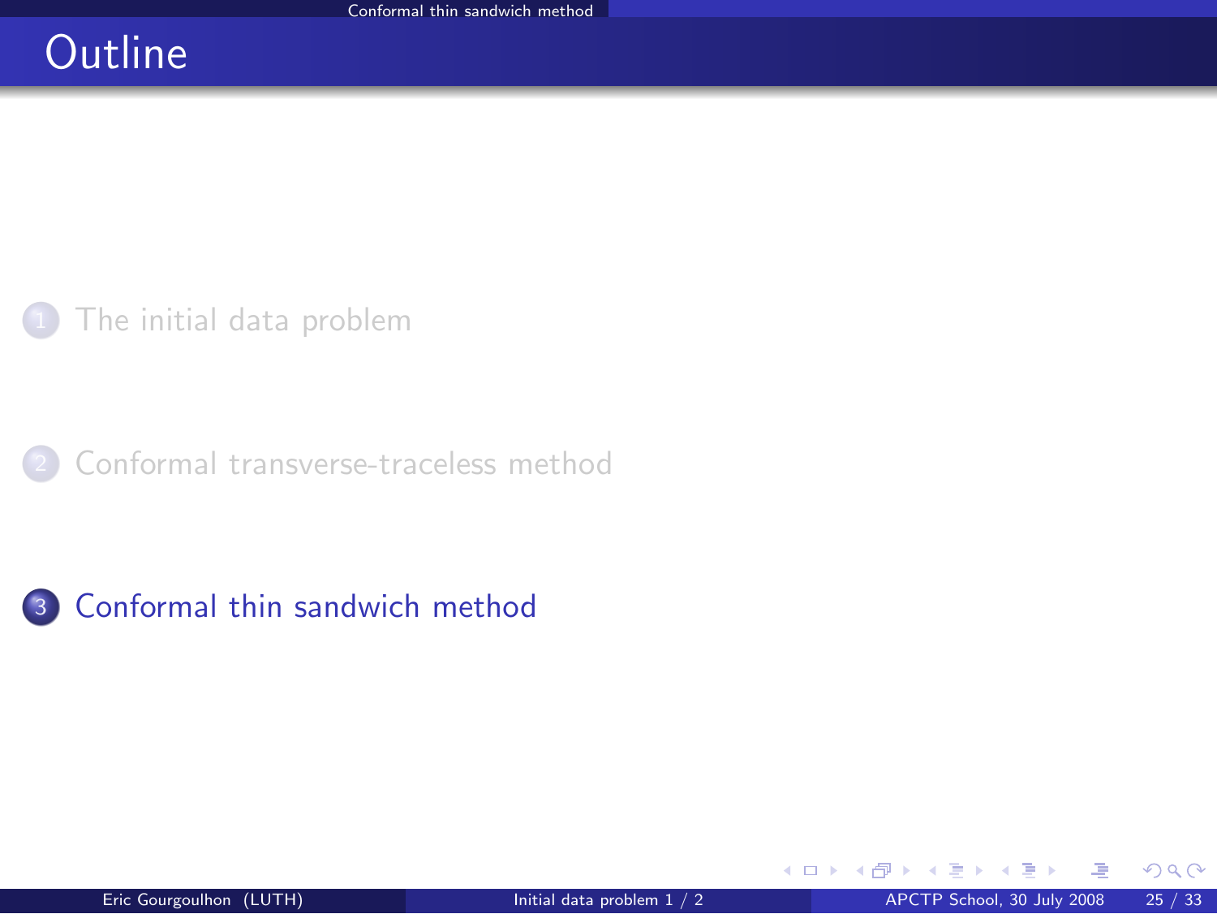# Outline

1. The initial data problem
2. Conformal transverse-traceless method
3. Conformal thin sandwich method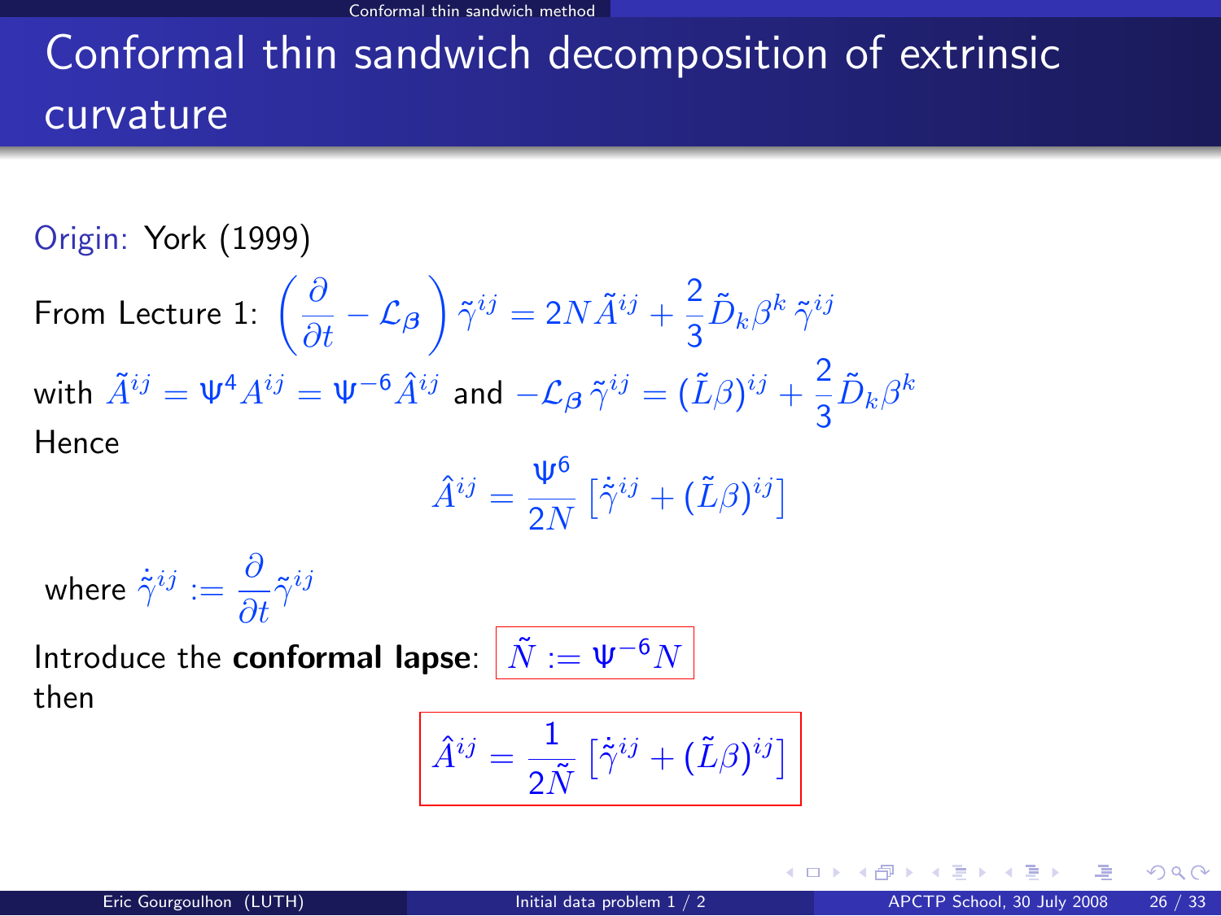# Conformal thin sandwich decomposition of extrinsic curvature

Origin: York (1999)

From Lecture 1: $\left(\frac{\partial}{\partial t} - \mathcal{L}_{\boldsymbol{\beta}}\right)\tilde{\gamma}^{ij} = 2N\tilde{A}^{ij} + \frac{2}{3}\tilde{D}_k\beta^k\,\tilde{\gamma}^{ij}$

with $\tilde{A}^{ij} = \Psi^4 A^{ij} = \Psi^{-6}\hat{A}^{ij}$ and $-\mathcal{L}_{\boldsymbol{\beta}}\,\tilde{\gamma}^{ij} = (\tilde{L}\beta)^{ij} + \frac{2}{3}\tilde{D}_k\beta^k$

Hence

$$\hat{A}^{ij} = \frac{\Psi^6}{2N}\left[\dot{\tilde{\gamma}}^{ij} + (\tilde{L}\beta)^{ij}\right]$$

where $\dot{\tilde{\gamma}}^{ij} := \frac{\partial}{\partial t}\tilde{\gamma}^{ij}$

Introduce the **conformal lapse**: $\boxed{\tilde{N} := \Psi^{-6}N}$

then

$$\boxed{\hat{A}^{ij} = \frac{1}{2\tilde{N}}\left[\dot{\tilde{\gamma}}^{ij} + (\tilde{L}\beta)^{ij}\right]}$$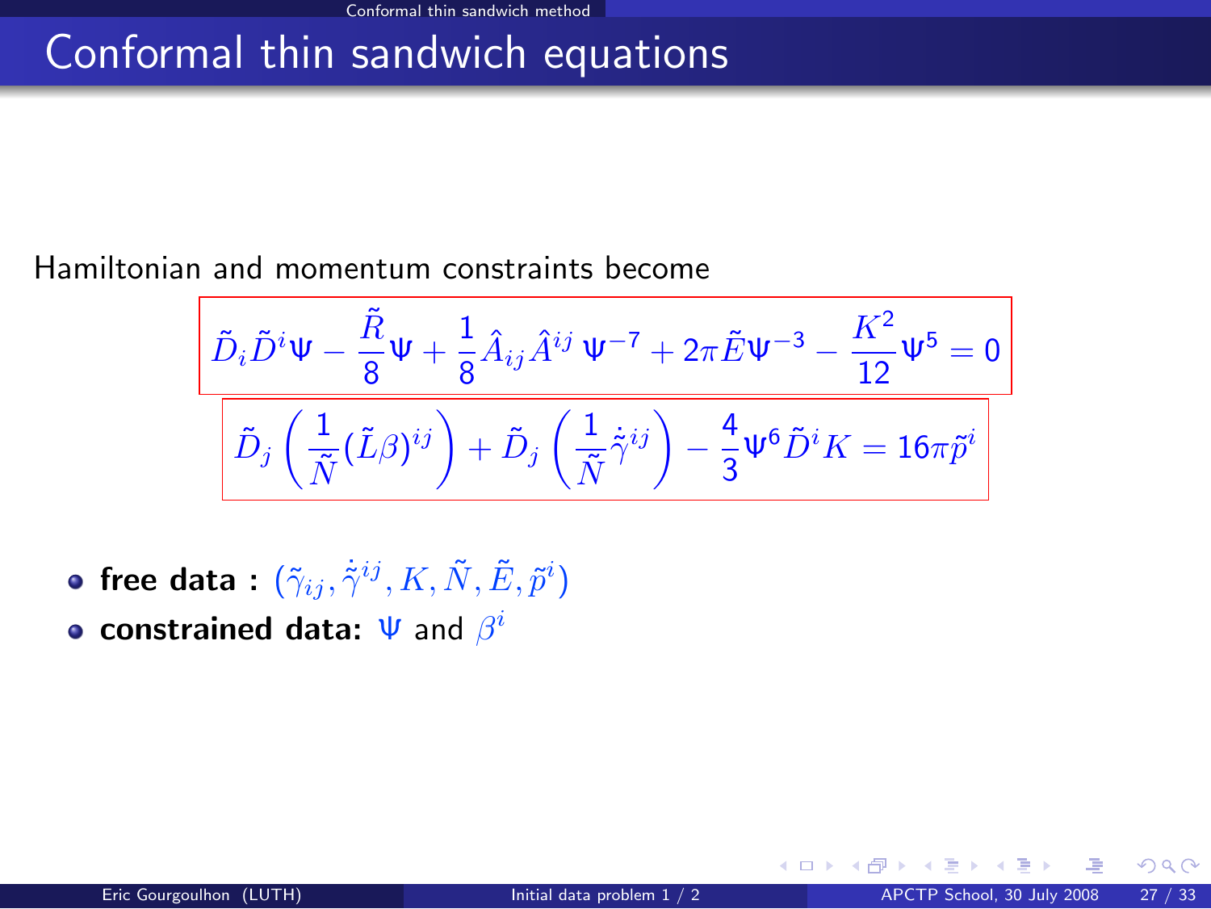# Conformal thin sandwich equations

Hamiltonian and momentum constraints become

$$\tilde{D}_i \tilde{D}^i \Psi - \frac{\tilde{R}}{8}\Psi + \frac{1}{8}\hat{A}_{ij}\hat{A}^{ij}\,\Psi^{-7} + 2\pi\tilde{E}\Psi^{-3} - \frac{K^2}{12}\Psi^5 = 0$$

$$\tilde{D}_j\left(\frac{1}{\tilde{N}}(\tilde{L}\beta)^{ij}\right) + \tilde{D}_j\left(\frac{1}{\tilde{N}}\dot{\tilde{\gamma}}^{ij}\right) - \frac{4}{3}\Psi^6\tilde{D}^i K = 16\pi\tilde{p}^i$$

- **free data :** $(\tilde{\gamma}_{ij}, \dot{\tilde{\gamma}}^{ij}, K, \tilde{N}, \tilde{E}, \tilde{p}^i)$
- **constrained data:** $\Psi$ and $\beta^i$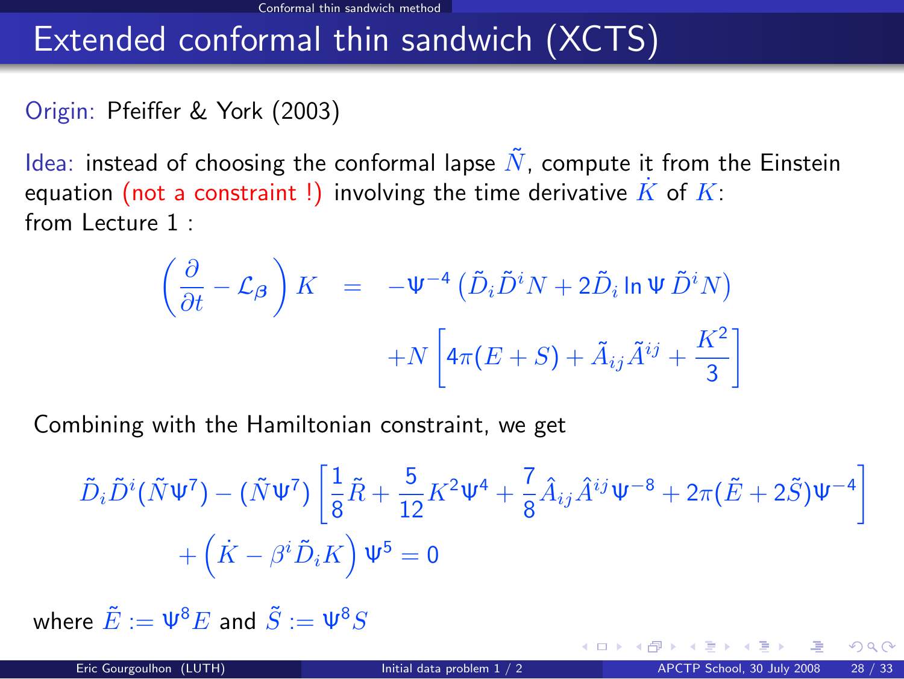# Extended conformal thin sandwich (XCTS)

Origin: Pfeiffer & York (2003)

Idea: instead of choosing the conformal lapse $\tilde{N}$, compute it from the Einstein equation (not a constraint !) involving the time derivative $\dot{K}$ of $K$:
from Lecture 1 :

$$\left(\frac{\partial}{\partial t} - \mathcal{L}_{\boldsymbol{\beta}}\right) K = -\Psi^{-4}\left(\tilde{D}_i\tilde{D}^i N + 2\tilde{D}_i \ln\Psi\,\tilde{D}^i N\right) + N\left[4\pi(E+S) + \tilde{A}_{ij}\tilde{A}^{ij} + \frac{K^2}{3}\right]$$

Combining with the Hamiltonian constraint, we get

$$\tilde{D}_i\tilde{D}^i(\tilde{N}\Psi^7) - (\tilde{N}\Psi^7)\left[\frac{1}{8}\tilde{R} + \frac{5}{12}K^2\Psi^4 + \frac{7}{8}\hat{A}_{ij}\hat{A}^{ij}\Psi^{-8} + 2\pi(\tilde{E} + 2\tilde{S})\Psi^{-4}\right] + \left(\dot{K} - \beta^i\tilde{D}_i K\right)\Psi^5 = 0$$

where $\tilde{E} := \Psi^8 E$ and $\tilde{S} := \Psi^8 S$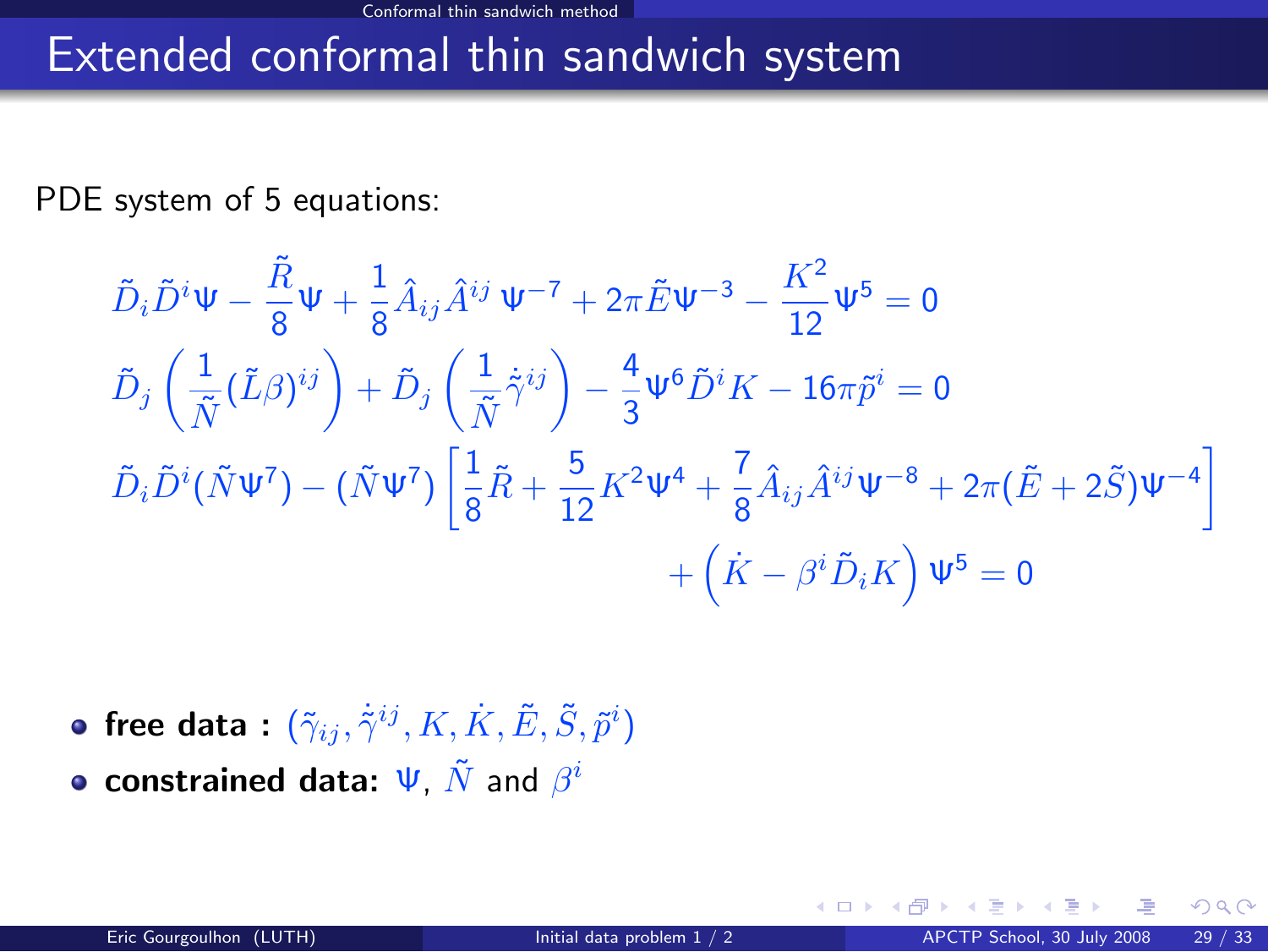# Extended conformal thin sandwich system

PDE system of 5 equations:

$$
\tilde{D}_i \tilde{D}^i \Psi - \frac{\tilde{R}}{8}\Psi + \frac{1}{8}\hat{A}_{ij}\hat{A}^{ij}\,\Psi^{-7} + 2\pi\tilde{E}\Psi^{-3} - \frac{K^2}{12}\Psi^5 = 0
$$

$$
\tilde{D}_j\left(\frac{1}{\tilde{N}}(\tilde{L}\beta)^{ij}\right) + \tilde{D}_j\left(\frac{1}{\tilde{N}}\dot{\tilde{\gamma}}^{ij}\right) - \frac{4}{3}\Psi^6\tilde{D}^i K - 16\pi\tilde{p}^i = 0
$$

$$
\tilde{D}_i\tilde{D}^i(\tilde{N}\Psi^7) - (\tilde{N}\Psi^7)\left[\frac{1}{8}\tilde{R} + \frac{5}{12}K^2\Psi^4 + \frac{7}{8}\hat{A}_{ij}\hat{A}^{ij}\Psi^{-8} + 2\pi(\tilde{E}+2\tilde{S})\Psi^{-4}\right] + \left(\dot{K} - \beta^i\tilde{D}_i K\right)\Psi^5 = 0
$$

- **free data :** $(\tilde{\gamma}_{ij}, \dot{\tilde{\gamma}}^{ij}, K, \dot{K}, \tilde{E}, \tilde{S}, \tilde{p}^i)$
- **constrained data:** $\Psi$, $\tilde{N}$ and $\beta^i$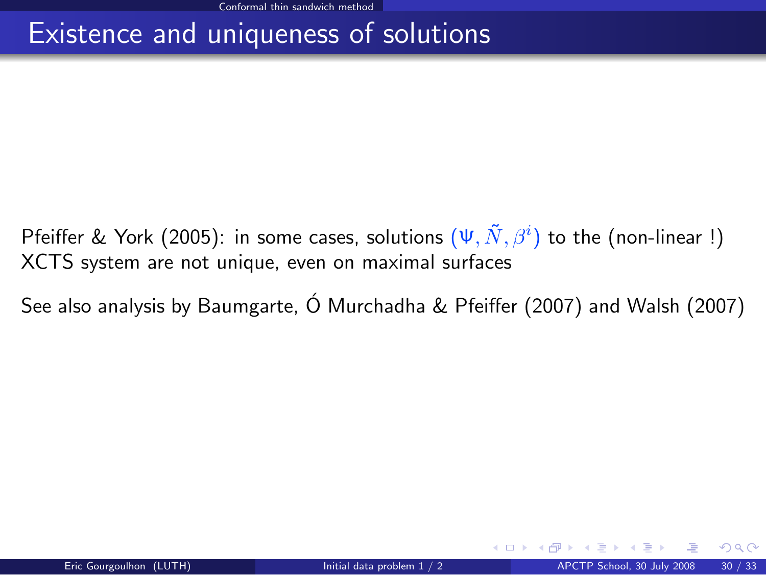# Existence and uniqueness of solutions

Pfeiffer & York (2005): in some cases, solutions $(\Psi, \tilde{N}, \beta^i)$ to the (non-linear !) XCTS system are not unique, even on maximal surfaces

See also analysis by Baumgarte, Ó Murchadha & Pfeiffer (2007) and Walsh (2007)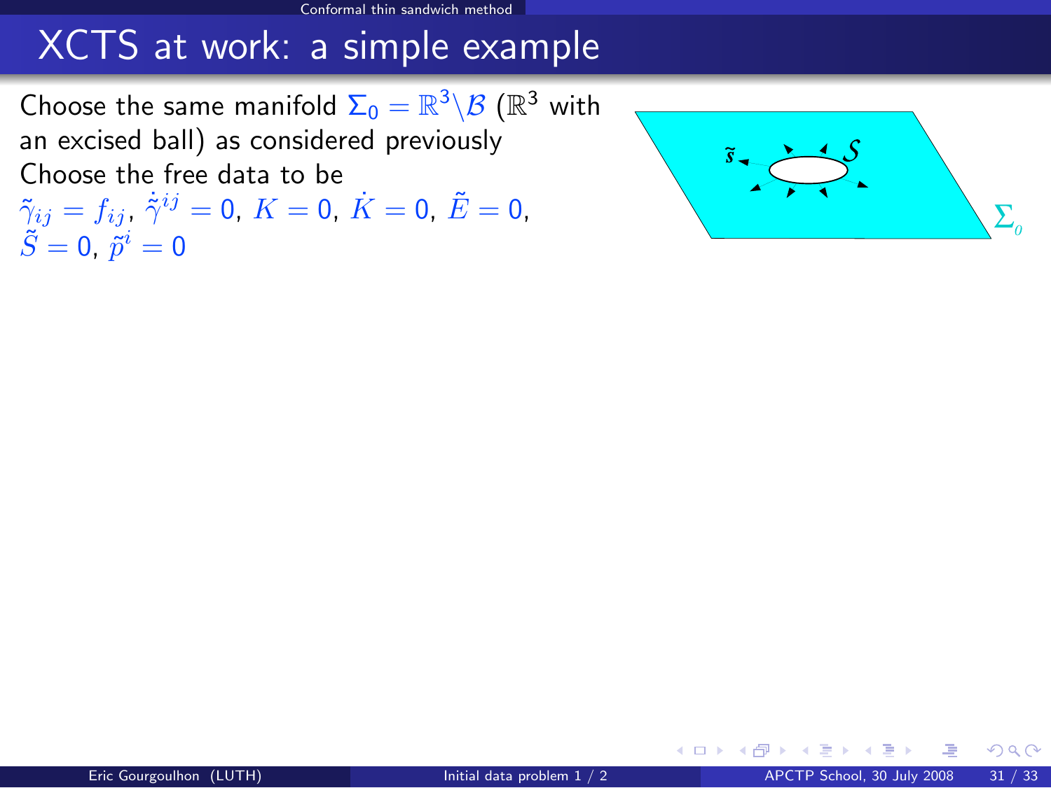# XCTS at work: a simple example

Choose the same manifold $\Sigma_0 = \mathbb{R}^3 \backslash \mathcal{B}$ ($\mathbb{R}^3$ with an excised ball) as considered previously

Choose the free data to be

$\tilde{\gamma}_{ij} = f_{ij}$, $\dot{\tilde{\gamma}}^{ij} = 0$, $K = 0$, $\dot{K} = 0$, $\tilde{E} = 0$, $\tilde{S} = 0$, $\tilde{p}^i = 0$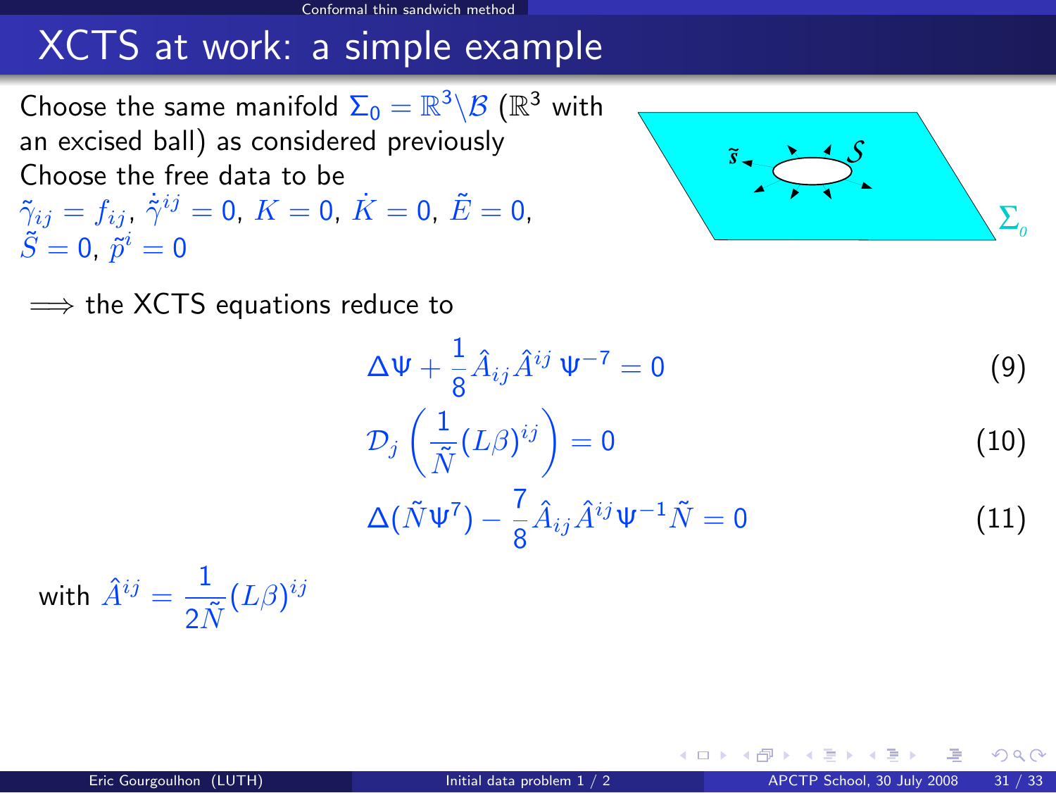# XCTS at work: a simple example

Choose the same manifold $\Sigma_0 = \mathbb{R}^3 \backslash \mathcal{B}$ ($\mathbb{R}^3$ with an excised ball) as considered previously

Choose the free data to be
$\tilde{\gamma}_{ij} = f_{ij}$, $\dot{\tilde{\gamma}}^{ij} = 0$, $K = 0$, $\dot{K} = 0$, $\tilde{E} = 0$, $\tilde{S} = 0$, $\tilde{p}^i = 0$

$\Longrightarrow$ the XCTS equations reduce to

$$\Delta \Psi + \frac{1}{8} \hat{A}_{ij} \hat{A}^{ij} \, \Psi^{-7} = 0 \tag{9}$$

$$\mathcal{D}_j \left( \frac{1}{\tilde{N}} (L\beta)^{ij} \right) = 0 \tag{10}$$

$$\Delta(\tilde{N} \Psi^7) - \frac{7}{8} \hat{A}_{ij} \hat{A}^{ij} \Psi^{-1} \tilde{N} = 0 \tag{11}$$

with $\hat{A}^{ij} = \dfrac{1}{2\tilde{N}} (L\beta)^{ij}$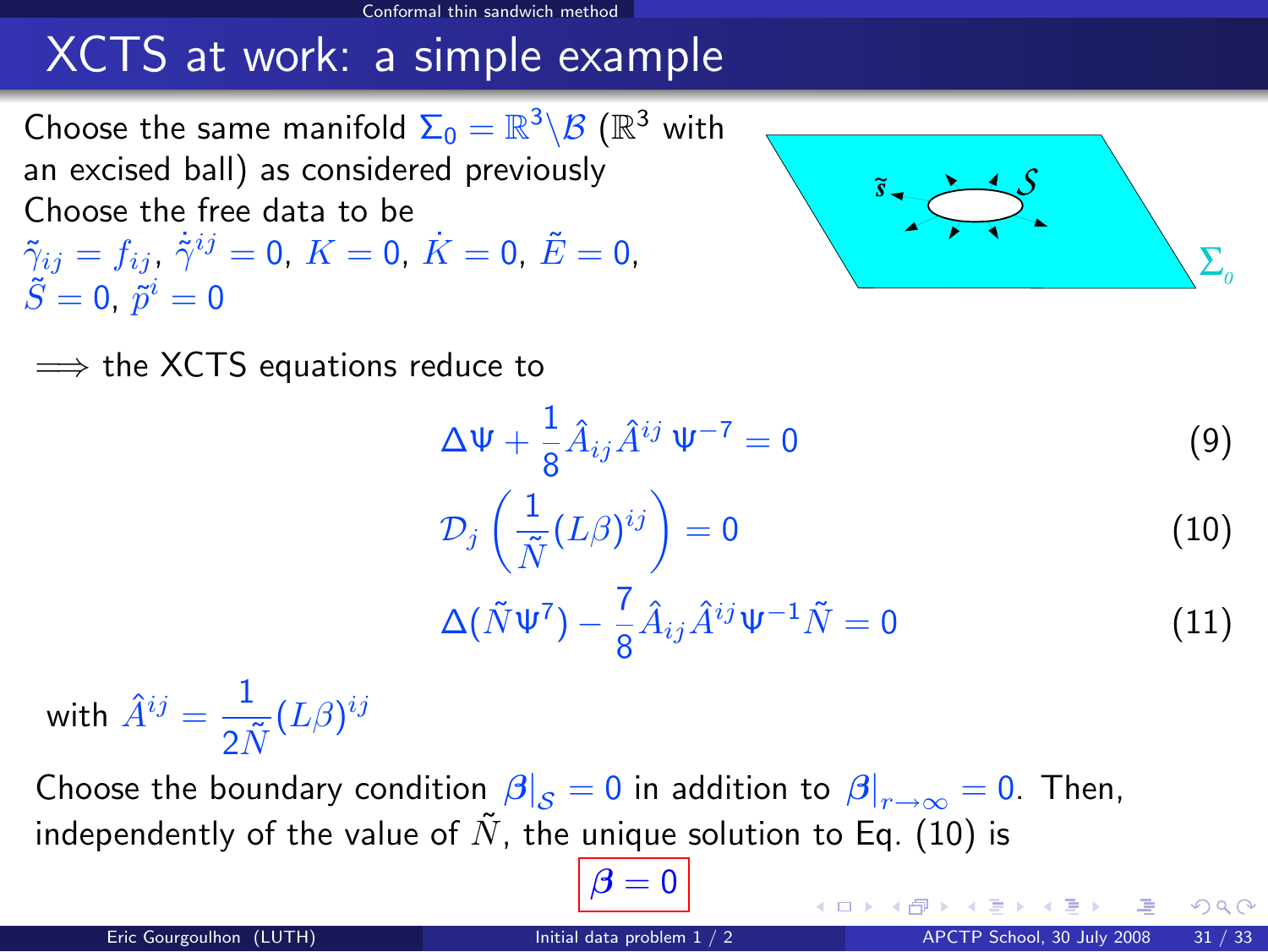# XCTS at work: a simple example

Choose the same manifold $\Sigma_0 = \mathbb{R}^3 \backslash \mathcal{B}$ ($\mathbb{R}^3$ with an excised ball) as considered previously

Choose the free data to be
$\tilde{\gamma}_{ij} = f_{ij}$, $\dot{\tilde{\gamma}}^{ij} = 0$, $K = 0$, $\dot{K} = 0$, $\tilde{E} = 0$, $\tilde{S} = 0$, $\tilde{p}^i = 0$

$\Longrightarrow$ the XCTS equations reduce to

$$\Delta \Psi + \frac{1}{8} \hat{A}_{ij} \hat{A}^{ij} \, \Psi^{-7} = 0 \tag{9}$$

$$\mathcal{D}_j \left( \frac{1}{\tilde{N}} (L\beta)^{ij} \right) = 0 \tag{10}$$

$$\Delta(\tilde{N}\Psi^7) - \frac{7}{8} \hat{A}_{ij} \hat{A}^{ij} \Psi^{-1} \tilde{N} = 0 \tag{11}$$

with $\hat{A}^{ij} = \dfrac{1}{2\tilde{N}} (L\beta)^{ij}$

Choose the boundary condition $\beta|_{\mathcal{S}} = 0$ in addition to $\beta|_{r\to\infty} = 0$. Then, independently of the value of $\tilde{N}$, the unique solution to Eq. (10) is

$$\boxed{\beta = 0}$$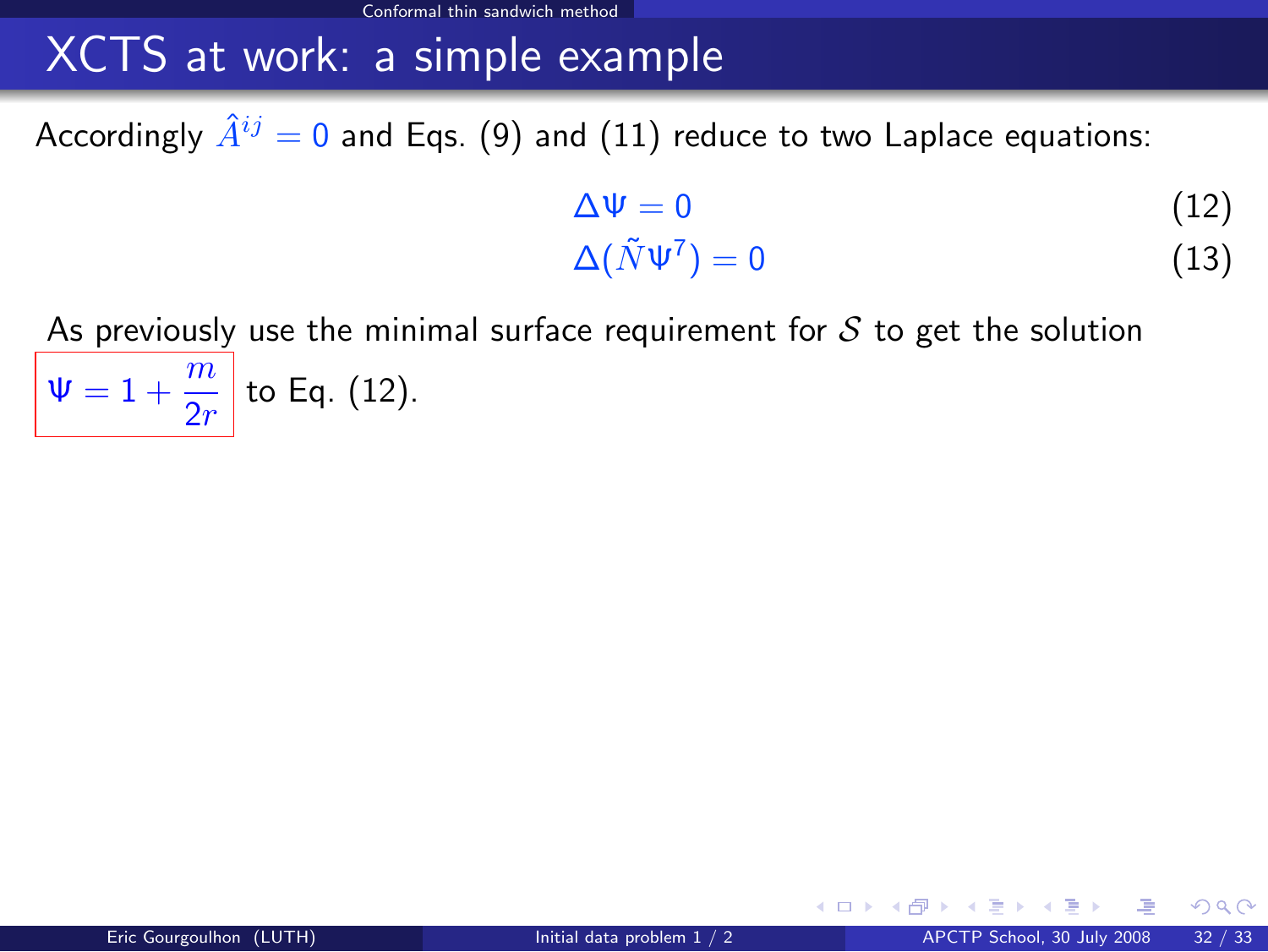# XCTS at work: a simple example

Accordingly $\hat{A}^{ij} = 0$ and Eqs. (9) and (11) reduce to two Laplace equations:

$$\Delta\Psi = 0 \tag{12}$$

$$\Delta(\tilde{N}\Psi^7) = 0 \tag{13}$$

As previously use the minimal surface requirement for $\mathcal{S}$ to get the solution $\boxed{\Psi = 1 + \frac{m}{2r}}$ to Eq. (12).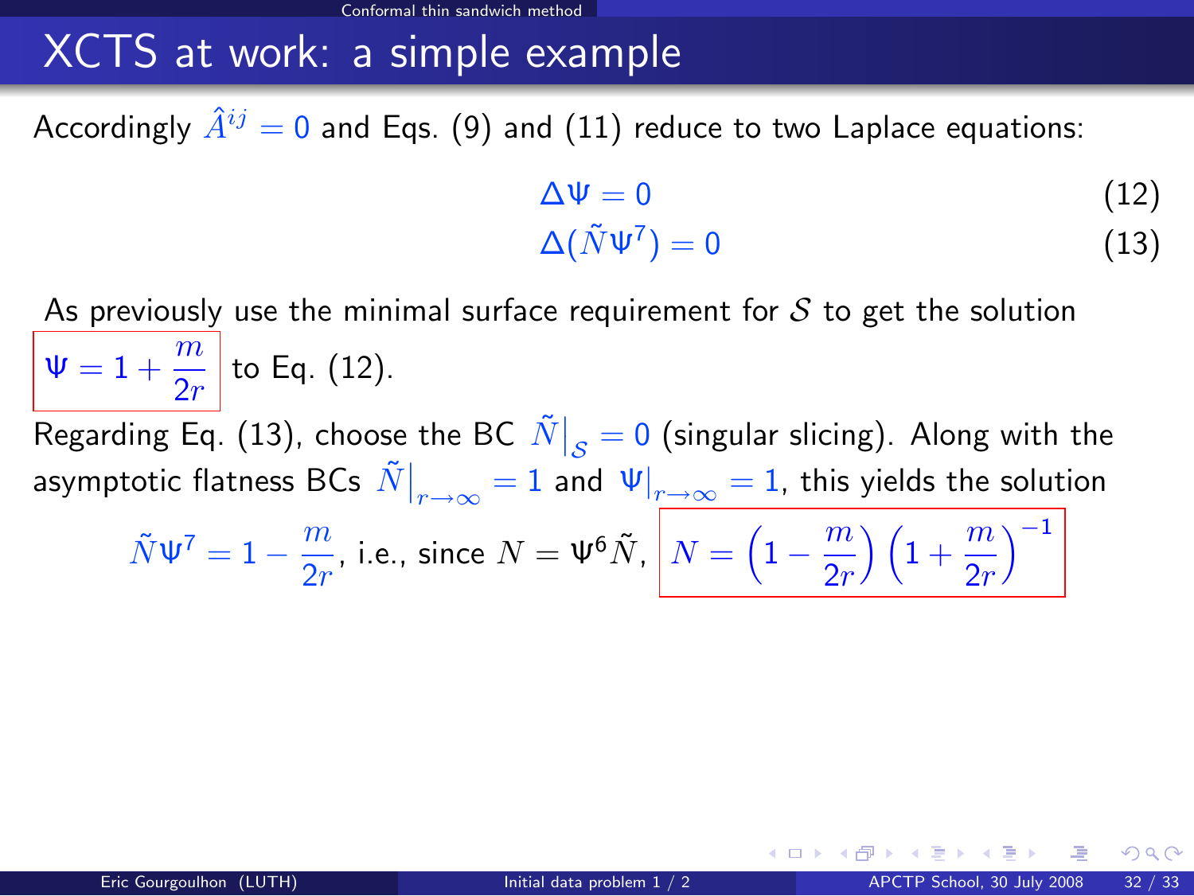# XCTS at work: a simple example

Accordingly $\hat{A}^{ij} = 0$ and Eqs. (9) and (11) reduce to two Laplace equations:

$$\Delta \Psi = 0 \tag{12}$$

$$\Delta(\tilde{N}\Psi^7) = 0 \tag{13}$$

As previously use the minimal surface requirement for $\mathcal{S}$ to get the solution $\boxed{\Psi = 1 + \frac{m}{2r}}$ to Eq. (12).

Regarding Eq. (13), choose the BC $\tilde{N}\big|_{\mathcal{S}} = 0$ (singular slicing). Along with the asymptotic flatness BCs $\tilde{N}\big|_{r\to\infty} = 1$ and $\Psi|_{r\to\infty} = 1$, this yields the solution

$$\tilde{N}\Psi^7 = 1 - \frac{m}{2r}, \text{ i.e., since } N = \Psi^6 \tilde{N}, \quad \boxed{N = \left(1 - \frac{m}{2r}\right)\left(1 + \frac{m}{2r}\right)^{-1}}$$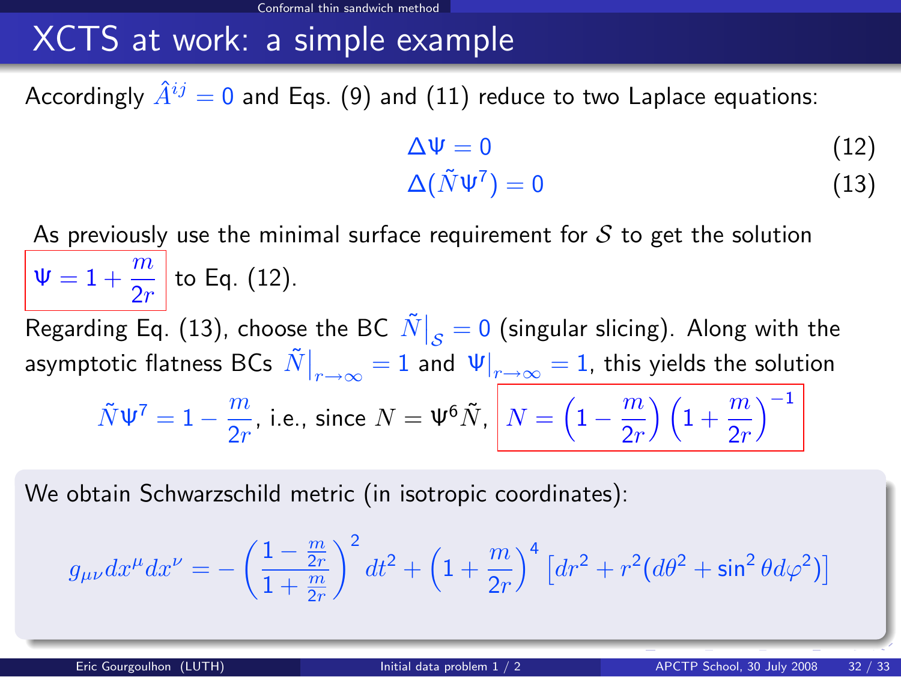## XCTS at work: a simple example

Accordingly $\hat{A}^{ij} = 0$ and Eqs. (9) and (11) reduce to two Laplace equations:

$$\Delta \Psi = 0 \tag{12}$$

$$\Delta(\tilde{N}\Psi^7) = 0 \tag{13}$$

As previously use the minimal surface requirement for $\mathcal{S}$ to get the solution $\boxed{\Psi = 1 + \frac{m}{2r}}$ to Eq. (12).

Regarding Eq. (13), choose the BC $\tilde{N}\big|_{\mathcal{S}} = 0$ (singular slicing). Along with the asymptotic flatness BCs $\tilde{N}\big|_{r\to\infty} = 1$ and $\Psi|_{r\to\infty} = 1$, this yields the solution

$$\tilde{N}\Psi^7 = 1 - \frac{m}{2r}, \text{ i.e., since } N = \Psi^6\tilde{N}, \quad \boxed{N = \left(1 - \frac{m}{2r}\right)\left(1 + \frac{m}{2r}\right)^{-1}}$$

We obtain Schwarzschild metric (in isotropic coordinates):

$$g_{\mu\nu}dx^\mu dx^\nu = -\left(\frac{1-\frac{m}{2r}}{1+\frac{m}{2r}}\right)^2 dt^2 + \left(1+\frac{m}{2r}\right)^4 \left[dr^2 + r^2(d\theta^2 + \sin^2\theta d\varphi^2)\right]$$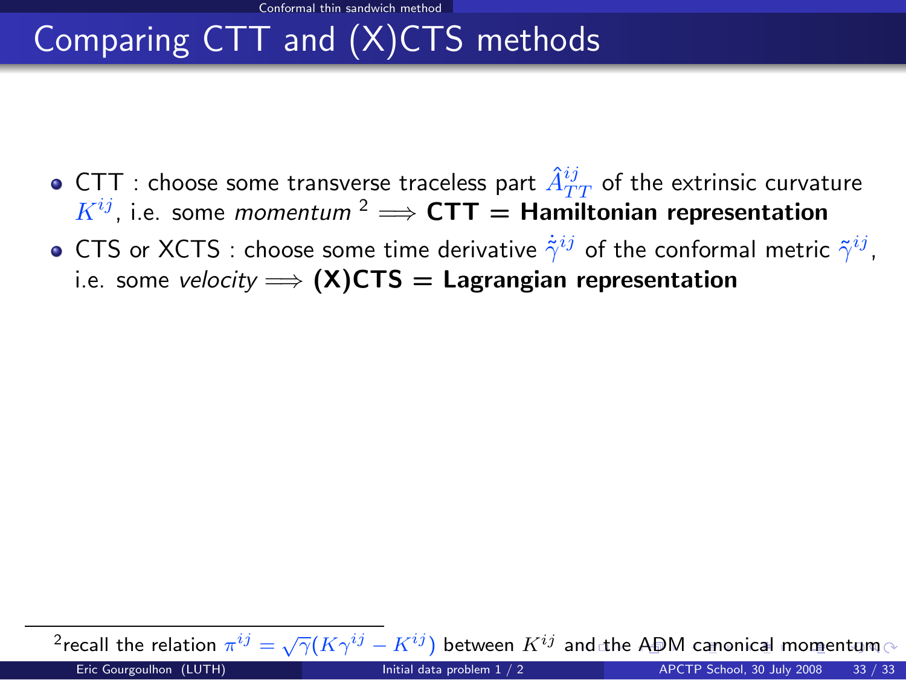## Comparing CTT and (X)CTS methods

- CTT : choose some transverse traceless part $\hat{A}^{ij}_{TT}$ of the extrinsic curvature $K^{ij}$, i.e. some *momentum* [2] $\Longrightarrow$ **CTT = Hamiltonian representation**
- CTS or XCTS : choose some time derivative $\dot{\tilde{\gamma}}^{ij}$ of the conformal metric $\tilde{\gamma}^{ij}$, i.e. some *velocity* $\Longrightarrow$ **(X)CTS = Lagrangian representation**

---

[2] recall the relation $\pi^{ij} = \sqrt{\gamma}(K\gamma^{ij} - K^{ij})$ between $K^{ij}$ and the ADM canonical momentum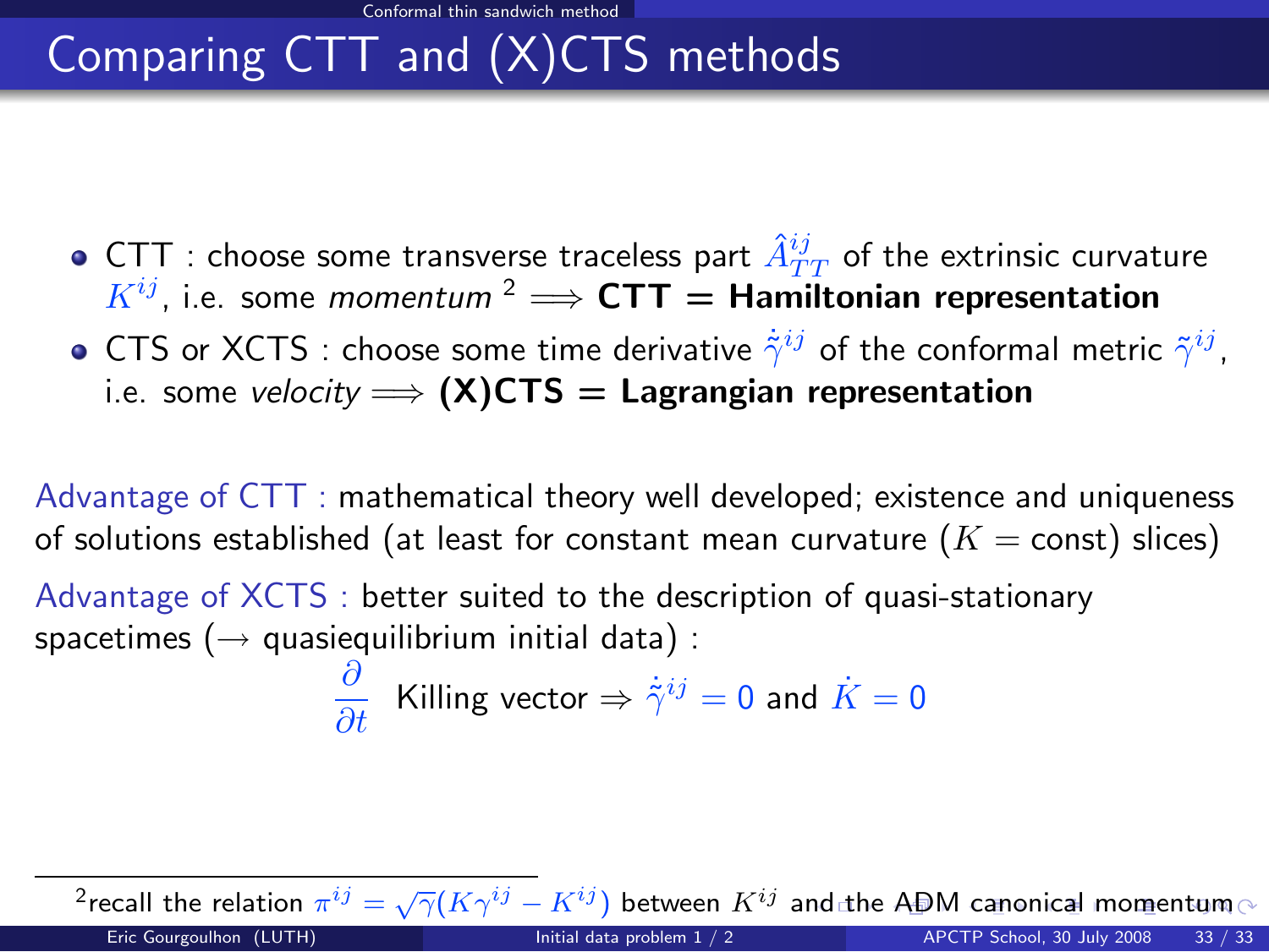# Comparing CTT and (X)CTS methods

- CTT : choose some transverse traceless part $\hat{A}^{ij}_{TT}$ of the extrinsic curvature $K^{ij}$, i.e. some *momentum* [2] $\Longrightarrow$ **CTT = Hamiltonian representation**
- CTS or XCTS : choose some time derivative $\dot{\tilde{\gamma}}^{ij}$ of the conformal metric $\tilde{\gamma}^{ij}$, i.e. some *velocity* $\Longrightarrow$ **(X)CTS = Lagrangian representation**

Advantage of CTT : mathematical theory well developed; existence and uniqueness of solutions established (at least for constant mean curvature ($K = \text{const}$) slices)

Advantage of XCTS : better suited to the description of quasi-stationary spacetimes ($\rightarrow$ quasiequilibrium initial data) :

$$\frac{\partial}{\partial t} \text{ Killing vector} \Rightarrow \dot{\tilde{\gamma}}^{ij} = 0 \text{ and } \dot{K} = 0$$

---

[2] recall the relation $\pi^{ij} = \sqrt{\gamma}(K\gamma^{ij} - K^{ij})$ between $K^{ij}$ and the ADM canonical momentum